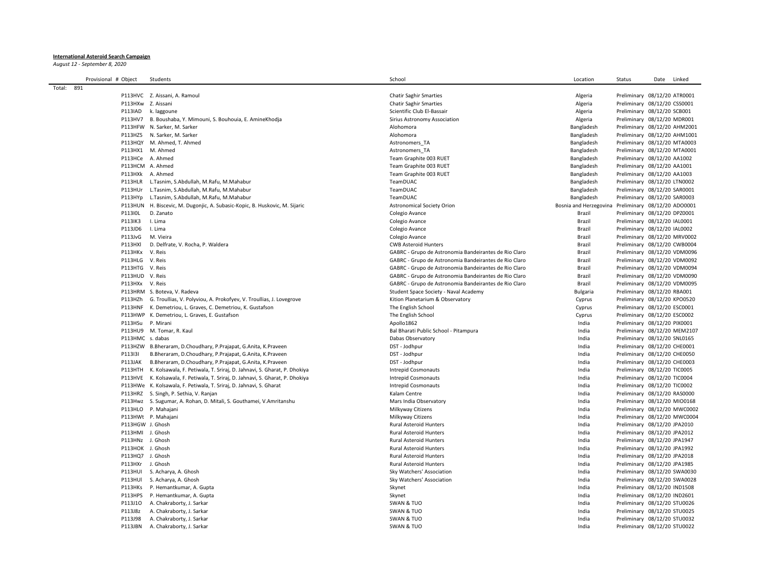**International Asteroid Search Campaign**

*August 12 - September 8, 2020*

| | Provisional # Object | Students | School | Location | Status | Date | Linked |
|---|---|---|---|---|---|---|---|
| Total: 891 | | | | | | | |
| | P113HVC | Z. Aissani, A. Ramoul | Chatir Saghir Smarties | Algeria | Preliminary | 08/12/20 | ATR0001 |
| | P113HXw | Z. Aissani | Chatir Saghir Smarties | Algeria | Preliminary | 08/12/20 | CSS0001 |
| | P113IAD | k. laggoune | Scientific Club El-Bassair | Algeria | Preliminary | 08/12/20 | SCB001 |
| | P113HV7 | B. Boushaba, Y. Mimouni, S. Bouhouia, E. AmineKhodja | Sirius Astronomy Association | Algeria | Preliminary | 08/12/20 | MDR001 |
| | P113HFW | N. Sarker, M. Sarker | Alohomora | Bangladesh | Preliminary | 08/12/20 | AHM2001 |
| | P113HZ5 | N. Sarker, M. Sarker | Alohomora | Bangladesh | Preliminary | 08/12/20 | AHM1001 |
| | P113HQY | M. Ahmed, T. Ahmed | Astronomers_TA | Bangladesh | Preliminary | 08/12/20 | MTA0003 |
| | P113HX1 | M. Ahmed | Astronomers_TA | Bangladesh | Preliminary | 08/12/20 | MTA0001 |
| | P113HCe | A. Ahmed | Team Graphite 003 RUET | Bangladesh | Preliminary | 08/12/20 | AA1002 |
| | P113HCM | A. Ahmed | Team Graphite 003 RUET | Bangladesh | Preliminary | 08/12/20 | AA1001 |
| | P113HXk | A. Ahmed | Team Graphite 003 RUET | Bangladesh | Preliminary | 08/12/20 | AA1003 |
| | P113HLR | L.Tasnim, S.Abdullah, M.Rafu, M.Mahabur | TeamDUAC | Bangladesh | Preliminary | 08/12/20 | LTN0002 |
| | P113HUr | L.Tasnim, S.Abdullah, M.Rafu, M.Mahabur | TeamDUAC | Bangladesh | Preliminary | 08/12/20 | SAR0001 |
| | P113HYp | L.Tasnim, S.Abdullah, M.Rafu, M.Mahabur | TeamDUAC | Bangladesh | Preliminary | 08/12/20 | SAR0003 |
| | P113HUN | H. Biscevic, M. Dugonjic, A. Subasic-Kopic, B. Huskovic, M. Sijaric | Astronomical Society Orion | Bosnia and Herzegovina | Preliminary | 08/12/20 | ADO0001 |
| | P113I0L | D. Zanato | Colegio Avance | Brazil | Preliminary | 08/12/20 | DPZ0001 |
| | P113IK3 | I. Lima | Colegio Avance | Brazil | Preliminary | 08/12/20 | IAL0001 |
| | P113JD6 | I. Lima | Colegio Avance | Brazil | Preliminary | 08/12/20 | IAL0002 |
| | P113JvG | M. Vieira | Colegio Avance | Brazil | Preliminary | 08/12/20 | MRV0002 |
| | P113HXl | D. Delfrate, V. Rocha, P. Waldera | CWB Asteroid Hunters | Brazil | Preliminary | 08/12/20 | CWB0004 |
| | P113HKx | V. Reis | GABRC - Grupo de Astronomia Bandeirantes de Rio Claro | Brazil | Preliminary | 08/12/20 | VDM0096 |
| | P113HLG | V. Reis | GABRC - Grupo de Astronomia Bandeirantes de Rio Claro | Brazil | Preliminary | 08/12/20 | VDM0092 |
| | P113HTG | V. Reis | GABRC - Grupo de Astronomia Bandeirantes de Rio Claro | Brazil | Preliminary | 08/12/20 | VDM0094 |
| | P113HUD | V. Reis | GABRC - Grupo de Astronomia Bandeirantes de Rio Claro | Brazil | Preliminary | 08/12/20 | VDM0090 |
| | P113HXx | V. Reis | GABRC - Grupo de Astronomia Bandeirantes de Rio Claro | Brazil | Preliminary | 08/12/20 | VDM0095 |
| | P113HRM | S. Boteva, V. Radeva | Student Space Society - Naval Academy | Bulgaria | Preliminary | 08/12/20 | RBA001 |
| | P113HZh | G. Troullias, V. Polyviou, A. Prokofyev, V. Troullias, J. Lovegrove | Kition Planetarium & Observatory | Cyprus | Preliminary | 08/12/20 | KPO0520 |
| | P113HNF | K. Demetriou, L. Graves, C. Demetriou, K. Gustafson | The English School | Cyprus | Preliminary | 08/12/20 | ESC0001 |
| | P113HWP | K. Demetriou, L. Graves, E. Gustafson | The English School | Cyprus | Preliminary | 08/12/20 | ESC0002 |
| | P113HSu | P. Mirani | Apollo1862 | India | Preliminary | 08/12/20 | PIX0001 |
| | P113HU9 | M. Tomar, R. Kaul | Bal Bharati Public School - Pitampura | India | Preliminary | 08/12/20 | MEM2107 |
| | P113HMC | s. dabas | Dabas Observatory | India | Preliminary | 08/12/20 | SNL0165 |
| | P113HZW | B.Bheraram, D.Choudhary, P.Prajapat, G.Anita, K.Praveen | DST - Jodhpur | India | Preliminary | 08/12/20 | CHE0001 |
| | P113I3I | B.Bheraram, D.Choudhary, P.Prajapat, G.Anita, K.Praveen | DST - Jodhpur | India | Preliminary | 08/12/20 | CHE0050 |
| | P113JAK | B.Bheraram, D.Choudhary, P.Prajapat, G.Anita, K.Praveen | DST - Jodhpur | India | Preliminary | 08/12/20 | CHE0003 |
| | P113HTH | K. Kolsawala, F. Petiwala, T. Sriraj, D. Jahnavi, S. Gharat, P. Dhokiya | Intrepid Cosmonauts | India | Preliminary | 08/12/20 | TIC0005 |
| | P113HVE | K. Kolsawala, F. Petiwala, T. Sriraj, D. Jahnavi, S. Gharat, P. Dhokiya | Intrepid Cosmonauts | India | Preliminary | 08/12/20 | TIC0004 |
| | P113HWe | K. Kolsawala, F. Petiwala, T. Sriraj, D. Jahnavi, S. Gharat | Intrepid Cosmonauts | India | Preliminary | 08/12/20 | TIC0002 |
| | P113HRZ | S. Singh, P. Sethia, V. Ranjan | Kalam Centre | India | Preliminary | 08/12/20 | RAS0000 |
| | P113Hwz | S. Sugumar, A. Rohan, D. Mitali, S. Gouthamei, V.Amritanshu | Mars India Observatory | India | Preliminary | 08/12/20 | MIO0168 |
| | P113HLO | P. Mahajani | Milkyway Citizens | India | Preliminary | 08/12/20 | MWC0002 |
| | P113HWt | P. Mahajani | Milkyway Citizens | India | Preliminary | 08/12/20 | MWC0004 |
| | P113HGW | J. Ghosh | Rural Asteroid Hunters | India | Preliminary | 08/12/20 | JPA2010 |
| | P113HMI | J. Ghosh | Rural Asteroid Hunters | India | Preliminary | 08/12/20 | JPA2012 |
| | P113HNz | J. Ghosh | Rural Asteroid Hunters | India | Preliminary | 08/12/20 | JPA1947 |
| | P113HOK | J. Ghosh | Rural Asteroid Hunters | India | Preliminary | 08/12/20 | JPA1992 |
| | P113HQ7 | J. Ghosh | Rural Asteroid Hunters | India | Preliminary | 08/12/20 | JPA2018 |
| | P113HXr | J. Ghosh | Rural Asteroid Hunters | India | Preliminary | 08/12/20 | JPA1985 |
| | P113HUI | S. Acharya, A. Ghosh | Sky Watchers' Association | India | Preliminary | 08/12/20 | SWA0030 |
| | P113HUl | S. Acharya, A. Ghosh | Sky Watchers' Association | India | Preliminary | 08/12/20 | SWA0028 |
| | P113HKs | P. Hemantkumar, A. Gupta | Skynet | India | Preliminary | 08/12/20 | IND1508 |
| | P113HPS | P. Hemantkumar, A. Gupta | Skynet | India | Preliminary | 08/12/20 | IND2601 |
| | P113J1O | A. Chakraborty, J. Sarkar | SWAN & TUO | India | Preliminary | 08/12/20 | STU0026 |
| | P113J8z | A. Chakraborty, J. Sarkar | SWAN & TUO | India | Preliminary | 08/12/20 | STU0025 |
| | P113J98 | A. Chakraborty, J. Sarkar | SWAN & TUO | India | Preliminary | 08/12/20 | STU0032 |
| | P113JBN | A. Chakraborty, J. Sarkar | SWAN & TUO | India | Preliminary | 08/12/20 | STU0022 |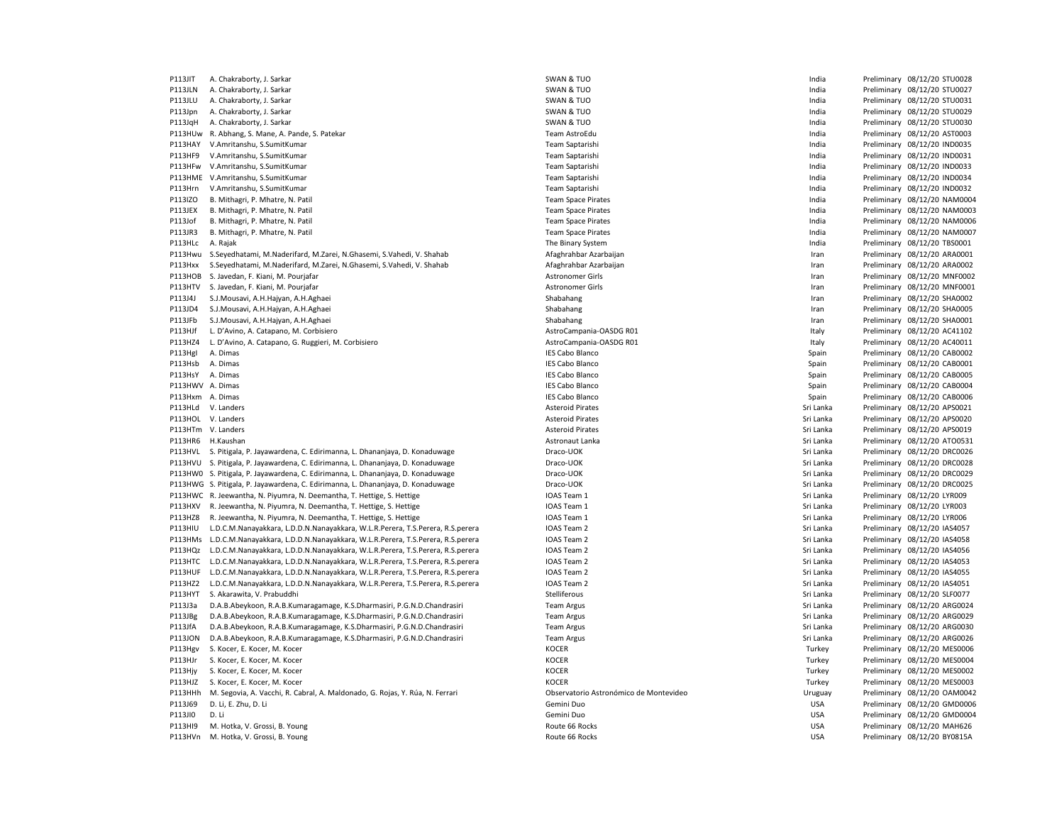| | | | | | | |
|---|---|---|---|---|---|---|
| P113JIT | A. Chakraborty, J. Sarkar | SWAN & TUO | India | Preliminary | 08/12/20 | STU0028 |
| P113JLN | A. Chakraborty, J. Sarkar | SWAN & TUO | India | Preliminary | 08/12/20 | STU0027 |
| P113JLU | A. Chakraborty, J. Sarkar | SWAN & TUO | India | Preliminary | 08/12/20 | STU0031 |
| P113Jpn | A. Chakraborty, J. Sarkar | SWAN & TUO | India | Preliminary | 08/12/20 | STU0029 |
| P113JqH | A. Chakraborty, J. Sarkar | SWAN & TUO | India | Preliminary | 08/12/20 | STU0030 |
| P113HUw | R. Abhang, S. Mane, A. Pande, S. Patekar | Team AstroEdu | India | Preliminary | 08/12/20 | AST0003 |
| P113HAY | V.Amritanshu, S.SumitKumar | Team Saptarishi | India | Preliminary | 08/12/20 | IND0035 |
| P113HF9 | V.Amritanshu, S.SumitKumar | Team Saptarishi | India | Preliminary | 08/12/20 | IND0031 |
| P113HFw | V.Amritanshu, S.SumitKumar | Team Saptarishi | India | Preliminary | 08/12/20 | IND0033 |
| P113HME | V.Amritanshu, S.SumitKumar | Team Saptarishi | India | Preliminary | 08/12/20 | IND0034 |
| P113Hrn | V.Amritanshu, S.SumitKumar | Team Saptarishi | India | Preliminary | 08/12/20 | IND0032 |
| P113IZO | B. Mithagri, P. Mhatre, N. Patil | Team Space Pirates | India | Preliminary | 08/12/20 | NAM0004 |
| P113JEX | B. Mithagri, P. Mhatre, N. Patil | Team Space Pirates | India | Preliminary | 08/12/20 | NAM0003 |
| P113Jof | B. Mithagri, P. Mhatre, N. Patil | Team Space Pirates | India | Preliminary | 08/12/20 | NAM0006 |
| P113JR3 | B. Mithagri, P. Mhatre, N. Patil | Team Space Pirates | India | Preliminary | 08/12/20 | NAM0007 |
| P113HLc | A. Rajak | The Binary System | India | Preliminary | 08/12/20 | TBS0001 |
| P113Hwu | S.Seyedhatami, M.Naderifard, M.Zarei, N.Ghasemi, S.Vahedi, V. Shahab | Afaghrahbar Azarbaijan | Iran | Preliminary | 08/12/20 | ARA0001 |
| P113Hxx | S.Seyedhatami, M.Naderifard, M.Zarei, N.Ghasemi, S.Vahedi, V. Shahab | Afaghrahbar Azarbaijan | Iran | Preliminary | 08/12/20 | ARA0002 |
| P113HOB | S. Javedan, F. Kiani, M. Pourjafar | Astronomer Girls | Iran | Preliminary | 08/12/20 | MNF0002 |
| P113HTV | S. Javedan, F. Kiani, M. Pourjafar | Astronomer Girls | Iran | Preliminary | 08/12/20 | MNF0001 |
| P113J4J | S.J.Mousavi, A.H.Hajyan, A.H.Aghaei | Shabahang | Iran | Preliminary | 08/12/20 | SHA0002 |
| P113JD4 | S.J.Mousavi, A.H.Hajyan, A.H.Aghaei | Shabahang | Iran | Preliminary | 08/12/20 | SHA0005 |
| P113JFb | S.J.Mousavi, A.H.Hajyan, A.H.Aghaei | Shabahang | Iran | Preliminary | 08/12/20 | SHA0001 |
| P113HJf | L. D'Avino, A. Catapano, M. Corbisiero | AstroCampania-OASDG R01 | Italy | Preliminary | 08/12/20 | AC41102 |
| P113HZ4 | L. D'Avino, A. Catapano, G. Ruggieri, M. Corbisiero | AstroCampania-OASDG R01 | Italy | Preliminary | 08/12/20 | AC40011 |
| P113HgI | A. Dimas | IES Cabo Blanco | Spain | Preliminary | 08/12/20 | CAB0002 |
| P113Hsb | A. Dimas | IES Cabo Blanco | Spain | Preliminary | 08/12/20 | CAB0001 |
| P113HsY | A. Dimas | IES Cabo Blanco | Spain | Preliminary | 08/12/20 | CAB0005 |
| P113HWV | A. Dimas | IES Cabo Blanco | Spain | Preliminary | 08/12/20 | CAB0004 |
| P113Hxm | A. Dimas | IES Cabo Blanco | Spain | Preliminary | 08/12/20 | CAB0006 |
| P113HLd | V. Landers | Asteroid Pirates | Sri Lanka | Preliminary | 08/12/20 | APS0021 |
| P113HOL | V. Landers | Asteroid Pirates | Sri Lanka | Preliminary | 08/12/20 | APS0020 |
| P113HTm | V. Landers | Asteroid Pirates | Sri Lanka | Preliminary | 08/12/20 | APS0019 |
| P113HR6 | H.Kaushan | Astronaut Lanka | Sri Lanka | Preliminary | 08/12/20 | ATO0531 |
| P113HVL | S. Pitigala, P. Jayawardena, C. Edirimanna, L. Dhananjaya, D. Konaduwage | Draco-UOK | Sri Lanka | Preliminary | 08/12/20 | DRC0026 |
| P113HVU | S. Pitigala, P. Jayawardena, C. Edirimanna, L. Dhananjaya, D. Konaduwage | Draco-UOK | Sri Lanka | Preliminary | 08/12/20 | DRC0028 |
| P113HW0 | S. Pitigala, P. Jayawardena, C. Edirimanna, L. Dhananjaya, D. Konaduwage | Draco-UOK | Sri Lanka | Preliminary | 08/12/20 | DRC0029 |
| P113HWG | S. Pitigala, P. Jayawardena, C. Edirimanna, L. Dhananjaya, D. Konaduwage | Draco-UOK | Sri Lanka | Preliminary | 08/12/20 | DRC0025 |
| P113HWC | R. Jeewantha, N. Piyumra, N. Deemantha, T. Hettige, S. Hettige | IOAS Team 1 | Sri Lanka | Preliminary | 08/12/20 | LYR009 |
| P113HXV | R. Jeewantha, N. Piyumra, N. Deemantha, T. Hettige, S. Hettige | IOAS Team 1 | Sri Lanka | Preliminary | 08/12/20 | LYR003 |
| P113HZ8 | R. Jeewantha, N. Piyumra, N. Deemantha, T. Hettige, S. Hettige | IOAS Team 1 | Sri Lanka | Preliminary | 08/12/20 | LYR006 |
| P113HIU | L.D.C.M.Nanayakkara, L.D.D.N.Nanayakkara, W.L.R.Perera, T.S.Perera, R.S.perera | IOAS Team 2 | Sri Lanka | Preliminary | 08/12/20 | IAS4057 |
| P113HMs | L.D.C.M.Nanayakkara, L.D.D.N.Nanayakkara, W.L.R.Perera, T.S.Perera, R.S.perera | IOAS Team 2 | Sri Lanka | Preliminary | 08/12/20 | IAS4058 |
| P113HQz | L.D.C.M.Nanayakkara, L.D.D.N.Nanayakkara, W.L.R.Perera, T.S.Perera, R.S.perera | IOAS Team 2 | Sri Lanka | Preliminary | 08/12/20 | IAS4056 |
| P113HTC | L.D.C.M.Nanayakkara, L.D.D.N.Nanayakkara, W.L.R.Perera, T.S.Perera, R.S.perera | IOAS Team 2 | Sri Lanka | Preliminary | 08/12/20 | IAS4053 |
| P113HUF | L.D.C.M.Nanayakkara, L.D.D.N.Nanayakkara, W.L.R.Perera, T.S.Perera, R.S.perera | IOAS Team 2 | Sri Lanka | Preliminary | 08/12/20 | IAS4055 |
| P113HZ2 | L.D.C.M.Nanayakkara, L.D.D.N.Nanayakkara, W.L.R.Perera, T.S.Perera, R.S.perera | IOAS Team 2 | Sri Lanka | Preliminary | 08/12/20 | IAS4051 |
| P113HYT | S. Akarawita, V. Prabuddhi | Stelliferous | Sri Lanka | Preliminary | 08/12/20 | SLF0077 |
| P113J3a | D.A.B.Abeykoon, R.A.B.Kumaragamage, K.S.Dharmasiri, P.G.N.D.Chandrasiri | Team Argus | Sri Lanka | Preliminary | 08/12/20 | ARG0024 |
| P113JBg | D.A.B.Abeykoon, R.A.B.Kumaragamage, K.S.Dharmasiri, P.G.N.D.Chandrasiri | Team Argus | Sri Lanka | Preliminary | 08/12/20 | ARG0029 |
| P113JfA | D.A.B.Abeykoon, R.A.B.Kumaragamage, K.S.Dharmasiri, P.G.N.D.Chandrasiri | Team Argus | Sri Lanka | Preliminary | 08/12/20 | ARG0030 |
| P113JON | D.A.B.Abeykoon, R.A.B.Kumaragamage, K.S.Dharmasiri, P.G.N.D.Chandrasiri | Team Argus | Sri Lanka | Preliminary | 08/12/20 | ARG0026 |
| P113Hgv | S. Kocer, E. Kocer, M. Kocer | KOCER | Turkey | Preliminary | 08/12/20 | MES0006 |
| P113HJr | S. Kocer, E. Kocer, M. Kocer | KOCER | Turkey | Preliminary | 08/12/20 | MES0004 |
| P113Hjy | S. Kocer, E. Kocer, M. Kocer | KOCER | Turkey | Preliminary | 08/12/20 | MES0002 |
| P113HJZ | S. Kocer, E. Kocer, M. Kocer | KOCER | Turkey | Preliminary | 08/12/20 | MES0003 |
| P113HHh | M. Segovia, A. Vacchi, R. Cabral, A. Maldonado, G. Rojas, Y. Rúa, N. Ferrari | Observatorio Astronómico de Montevideo | Uruguay | Preliminary | 08/12/20 | OAM0042 |
| P113J69 | D. Li, E. Zhu, D. Li | Gemini Duo | USA | Preliminary | 08/12/20 | GMD0006 |
| P113JI0 | D. Li | Gemini Duo | USA | Preliminary | 08/12/20 | GMD0004 |
| P113HI9 | M. Hotka, V. Grossi, B. Young | Route 66 Rocks | USA | Preliminary | 08/12/20 | MAH626 |
| P113HVn | M. Hotka, V. Grossi, B. Young | Route 66 Rocks | USA | Preliminary | 08/12/20 | BY0815A |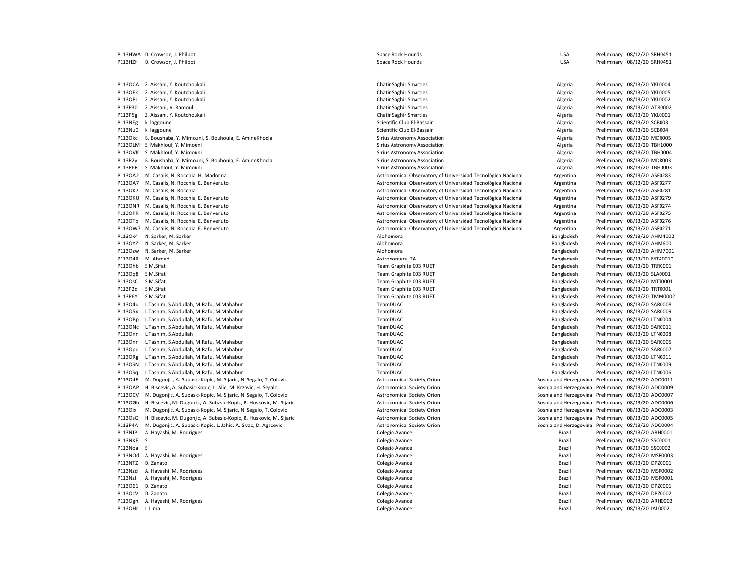| | | | | | | |
|---|---|---|---|---|---|---|
| P113HWA | D. Crowson, J. Philpot | Space Rock Hounds | USA | Preliminary | 08/12/20 | SRH0451 |
| P113HZf | D. Crowson, J. Philpot | Space Rock Hounds | USA | Preliminary | 08/12/20 | SRH0451 |
| | | | | | | |
| P113OCA | Z. Aissani, Y. Koutchoukali | Chatir Saghir Smarties | Algeria | Preliminary | 08/13/20 | YKL0004 |
| P113OEk | Z. Aissani, Y. Koutchoukali | Chatir Saghir Smarties | Algeria | Preliminary | 08/13/20 | YKL0005 |
| P113OPi | Z. Aissani, Y. Koutchoukali | Chatir Saghir Smarties | Algeria | Preliminary | 08/13/20 | YKL0002 |
| P113P30 | Z. Aissani, A. Ramoul | Chatir Saghir Smarties | Algeria | Preliminary | 08/13/20 | ATR0002 |
| P113P5g | Z. Aissani, Y. Koutchoukali | Chatir Saghir Smarties | Algeria | Preliminary | 08/13/20 | YKL0001 |
| P113NEg | k. laggoune | Scientific Club El-Bassair | Algeria | Preliminary | 08/13/20 | SCB003 |
| P113Nu0 | k. laggoune | Scientific Club El-Bassair | Algeria | Preliminary | 08/13/20 | SCB004 |
| P113Okc | B. Boushaba, Y. Mimouni, S. Bouhouia, E. AmineKhodja | Sirius Astronomy Association | Algeria | Preliminary | 08/13/20 | MDR005 |
| P113OLM | S. Makhlouf, Y. Mimouni | Sirius Astronomy Association | Algeria | Preliminary | 08/13/20 | TBH1000 |
| P113OVK | S. Makhlouf, Y. Mimouni | Sirius Astronomy Association | Algeria | Preliminary | 08/13/20 | TBH0004 |
| P113P2y | B. Boushaba, Y. Mimouni, S. Bouhouia, E. AmineKhodja | Sirius Astronomy Association | Algeria | Preliminary | 08/13/20 | MDR003 |
| P113P6R | S. Makhlouf, Y. Mimouni | Sirius Astronomy Association | Algeria | Preliminary | 08/13/20 | TBH0003 |
| P113OA2 | M. Casalis, N. Rocchia, H. Madonna | Astronomical Observatory of Universidad Tecnológica Nacional | Argentina | Preliminary | 08/13/20 | ASF0283 |
| P113OA7 | M. Casalis, N. Rocchia, E. Benvenuto | Astronomical Observatory of Universidad Tecnológica Nacional | Argentina | Preliminary | 08/13/20 | ASF0277 |
| P113OK7 | M. Casalis, N. Rocchia | Astronomical Observatory of Universidad Tecnológica Nacional | Argentina | Preliminary | 08/13/20 | ASF0281 |
| P113OKU | M. Casalis, N. Rocchia, E. Benvenuto | Astronomical Observatory of Universidad Tecnológica Nacional | Argentina | Preliminary | 08/13/20 | ASF0279 |
| P113ONR | M. Casalis, N. Rocchia, E. Benvenuto | Astronomical Observatory of Universidad Tecnológica Nacional | Argentina | Preliminary | 08/13/20 | ASF0274 |
| P113OPR | M. Casalis, N. Rocchia, E. Benvenuto | Astronomical Observatory of Universidad Tecnológica Nacional | Argentina | Preliminary | 08/13/20 | ASF0275 |
| P113OTb | M. Casalis, N. Rocchia, E. Benvenuto | Astronomical Observatory of Universidad Tecnológica Nacional | Argentina | Preliminary | 08/13/20 | ASF0276 |
| P113OW7 | M. Casalis, N. Rocchia, E. Benvenuto | Astronomical Observatory of Universidad Tecnológica Nacional | Argentina | Preliminary | 08/13/20 | ASF0271 |
| P113Ox4 | N. Sarker, M. Sarker | Alohomora | Bangladesh | Preliminary | 08/13/20 | AHM4002 |
| P113OYZ | N. Sarker, M. Sarker | Alohomora | Bangladesh | Preliminary | 08/13/20 | AHM6001 |
| P113Ozw | N. Sarker, M. Sarker | Alohomora | Bangladesh | Preliminary | 08/13/20 | AHM7001 |
| P113O4R | M. Ahmed | Astronomers_TA | Bangladesh | Preliminary | 08/13/20 | MTA0010 |
| P113Ohb | S.M.Sifat | Team Graphite 003 RUET | Bangladesh | Preliminary | 08/13/20 | TRR0001 |
| P113Oq8 | S.M.Sifat | Team Graphite 003 RUET | Bangladesh | Preliminary | 08/13/20 | SLA0001 |
| P113OsC | S.M.Sifat | Team Graphite 003 RUET | Bangladesh | Preliminary | 08/13/20 | MTT0001 |
| P113P2d | S.M.Sifat | Team Graphite 003 RUET | Bangladesh | Preliminary | 08/13/20 | TRT0001 |
| P113P6Y | S.M.Sifat | Team Graphite 003 RUET | Bangladesh | Preliminary | 08/13/20 | TMM0002 |
| P113O4u | L.Tasnim, S.Abdullah, M.Rafu, M.Mahabur | TeamDUAC | Bangladesh | Preliminary | 08/13/20 | SAR0008 |
| P113O5x | L.Tasnim, S.Abdullah, M.Rafu, M.Mahabur | TeamDUAC | Bangladesh | Preliminary | 08/13/20 | SAR0009 |
| P113OBp | L.Tasnim, S.Abdullah, M.Rafu, M.Mahabur | TeamDUAC | Bangladesh | Preliminary | 08/13/20 | LTN0004 |
| P113ONc | L.Tasnim, S.Abdullah, M.Rafu, M.Mahabur | TeamDUAC | Bangladesh | Preliminary | 08/13/20 | SAR0011 |
| P113Onn | L.Tasnim, S.Abdullah | TeamDUAC | Bangladesh | Preliminary | 08/13/20 | LTN0008 |
| P113Onr | L.Tasnim, S.Abdullah, M.Rafu, M.Mahabur | TeamDUAC | Bangladesh | Preliminary | 08/13/20 | SAR0005 |
| P113Opq | L.Tasnim, S.Abdullah, M.Rafu, M.Mahabur | TeamDUAC | Bangladesh | Preliminary | 08/13/20 | SAR0007 |
| P113ORg | L.Tasnim, S.Abdullah, M.Rafu, M.Mahabur | TeamDUAC | Bangladesh | Preliminary | 08/13/20 | LTN0011 |
| P113OSN | L.Tasnim, S.Abdullah, M.Rafu, M.Mahabur | TeamDUAC | Bangladesh | Preliminary | 08/13/20 | LTN0009 |
| P113OSq | L.Tasnim, S.Abdullah, M.Rafu, M.Mahabur | TeamDUAC | Bangladesh | Preliminary | 08/13/20 | LTN0006 |
| P113O4F | M. Dugonjic, A. Subasic-Kopic, M. Sijaric, N. Segalo, T. Colovic | Astronomical Society Orion | Bosnia and Herzegovina | Preliminary | 08/13/20 | ADO0011 |
| P113OAP | H. Biscevic, A. Subasic-Kopic, L. Alic, M. Krzovic, H. Segalo | Astronomical Society Orion | Bosnia and Herzegovina | Preliminary | 08/13/20 | ADO0009 |
| P113OCV | M. Dugonjic, A. Subasic-Kopic, M. Sijaric, N. Segalo, T. Colovic | Astronomical Society Orion | Bosnia and Herzegovina | Preliminary | 08/13/20 | ADO0007 |
| P113OGb | H. Biscevic, M. Dugonjic, A. Subasic-Kopic, B. Huskovic, M. Sijaric | Astronomical Society Orion | Bosnia and Herzegovina | Preliminary | 08/13/20 | ADO0006 |
| P113Oix | M. Dugonjic, A. Subasic-Kopic, M. Sijaric, N. Segalo, T. Colovic | Astronomical Society Orion | Bosnia and Herzegovina | Preliminary | 08/13/20 | ADO0003 |
| P113OsQ | H. Biscevic, M. Dugonjic, A. Subasic-Kopic, B. Huskovic, M. Sijaric | Astronomical Society Orion | Bosnia and Herzegovina | Preliminary | 08/13/20 | ADO0005 |
| P113P4A | M. Dugonjic, A. Subasic-Kopic, L. Jahic, A. Sivac, D. Agacevic | Astronomical Society Orion | Bosnia and Herzegovina | Preliminary | 08/13/20 | ADO0004 |
| P113NJP | A. Hayashi, M. Rodrigues | Colegio Avance | Brazil | Preliminary | 08/13/20 | ARH0001 |
| P113NKE | S. | Colegio Avance | Brazil | Preliminary | 08/13/20 | SSC0001 |
| P113Noa | S. | Colegio Avance | Brazil | Preliminary | 08/13/20 | SSC0002 |
| P113NOd | A. Hayashi, M. Rodrigues | Colegio Avance | Brazil | Preliminary | 08/13/20 | MSR0003 |
| P113NTZ | D. Zanato | Colegio Avance | Brazil | Preliminary | 08/13/20 | DPZ0001 |
| P113Nzd | A. Hayashi, M. Rodrigues | Colegio Avance | Brazil | Preliminary | 08/13/20 | MSR0002 |
| P113Nzl | A. Hayashi, M. Rodrigues | Colegio Avance | Brazil | Preliminary | 08/13/20 | MSR0001 |
| P113O61 | D. Zanato | Colegio Avance | Brazil | Preliminary | 08/13/20 | DPZ0001 |
| P113OcV | D. Zanato | Colegio Avance | Brazil | Preliminary | 08/13/20 | DPZ0002 |
| P113Ogn | A. Hayashi, M. Rodrigues | Colegio Avance | Brazil | Preliminary | 08/13/20 | ARH0002 |
| P113OHr | I. Lima | Colegio Avance | Brazil | Preliminary | 08/13/20 | IAL0002 |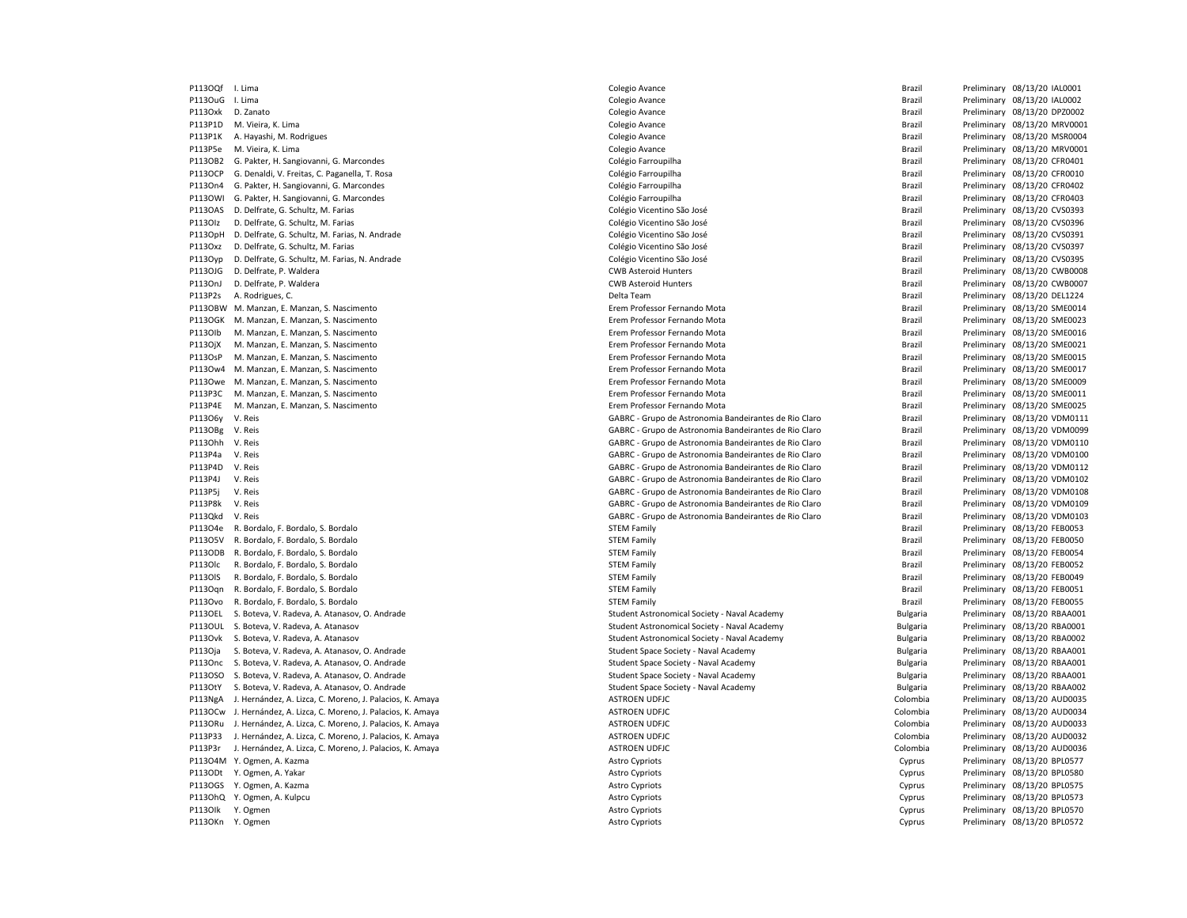| | | | | | | |
|---|---|---|---|---|---|---|
| P113OQf | I. Lima | Colegio Avance | Brazil | Preliminary | 08/13/20 | IAL0001 |
| P113OuG | I. Lima | Colegio Avance | Brazil | Preliminary | 08/13/20 | IAL0002 |
| P113Oxk | D. Zanato | Colegio Avance | Brazil | Preliminary | 08/13/20 | DPZ0002 |
| P113P1D | M. Vieira, K. Lima | Colegio Avance | Brazil | Preliminary | 08/13/20 | MRV0001 |
| P113P1K | A. Hayashi, M. Rodrigues | Colegio Avance | Brazil | Preliminary | 08/13/20 | MSR0004 |
| P113P5e | M. Vieira, K. Lima | Colegio Avance | Brazil | Preliminary | 08/13/20 | MRV0001 |
| P113OB2 | G. Pakter, H. Sangiovanni, G. Marcondes | Colégio Farroupilha | Brazil | Preliminary | 08/13/20 | CFR0401 |
| P113OCP | G. Denaldi, V. Freitas, C. Paganella, T. Rosa | Colégio Farroupilha | Brazil | Preliminary | 08/13/20 | CFR0010 |
| P113On4 | G. Pakter, H. Sangiovanni, G. Marcondes | Colégio Farroupilha | Brazil | Preliminary | 08/13/20 | CFR0402 |
| P113OWI | G. Pakter, H. Sangiovanni, G. Marcondes | Colégio Farroupilha | Brazil | Preliminary | 08/13/20 | CFR0403 |
| P113OAS | D. Delfrate, G. Schultz, M. Farias | Colégio Vicentino São José | Brazil | Preliminary | 08/13/20 | CVS0393 |
| P113OIz | D. Delfrate, G. Schultz, M. Farias | Colégio Vicentino São José | Brazil | Preliminary | 08/13/20 | CVS0396 |
| P113OpH | D. Delfrate, G. Schultz, M. Farias, N. Andrade | Colégio Vicentino São José | Brazil | Preliminary | 08/13/20 | CVS0391 |
| P113Oxz | D. Delfrate, G. Schultz, M. Farias | Colégio Vicentino São José | Brazil | Preliminary | 08/13/20 | CVS0397 |
| P113Oyp | D. Delfrate, G. Schultz, M. Farias, N. Andrade | Colégio Vicentino São José | Brazil | Preliminary | 08/13/20 | CVS0395 |
| P113OJG | D. Delfrate, P. Waldera | CWB Asteroid Hunters | Brazil | Preliminary | 08/13/20 | CWB0008 |
| P113OnJ | D. Delfrate, P. Waldera | CWB Asteroid Hunters | Brazil | Preliminary | 08/13/20 | CWB0007 |
| P113P2s | A. Rodrigues, C. | Delta Team | Brazil | Preliminary | 08/13/20 | DEL1224 |
| P113OBW | M. Manzan, E. Manzan, S. Nascimento | Erem Professor Fernando Mota | Brazil | Preliminary | 08/13/20 | SME0014 |
| P113OGK | M. Manzan, E. Manzan, S. Nascimento | Erem Professor Fernando Mota | Brazil | Preliminary | 08/13/20 | SME0023 |
| P113OIb | M. Manzan, E. Manzan, S. Nascimento | Erem Professor Fernando Mota | Brazil | Preliminary | 08/13/20 | SME0016 |
| P113OjX | M. Manzan, E. Manzan, S. Nascimento | Erem Professor Fernando Mota | Brazil | Preliminary | 08/13/20 | SME0021 |
| P113OsP | M. Manzan, E. Manzan, S. Nascimento | Erem Professor Fernando Mota | Brazil | Preliminary | 08/13/20 | SME0015 |
| P113Ow4 | M. Manzan, E. Manzan, S. Nascimento | Erem Professor Fernando Mota | Brazil | Preliminary | 08/13/20 | SME0017 |
| P113Owe | M. Manzan, E. Manzan, S. Nascimento | Erem Professor Fernando Mota | Brazil | Preliminary | 08/13/20 | SME0009 |
| P113P3C | M. Manzan, E. Manzan, S. Nascimento | Erem Professor Fernando Mota | Brazil | Preliminary | 08/13/20 | SME0011 |
| P113P4E | M. Manzan, E. Manzan, S. Nascimento | Erem Professor Fernando Mota | Brazil | Preliminary | 08/13/20 | SME0025 |
| P113O6y | V. Reis | GABRC - Grupo de Astronomia Bandeirantes de Rio Claro | Brazil | Preliminary | 08/13/20 | VDM0111 |
| P113OBg | V. Reis | GABRC - Grupo de Astronomia Bandeirantes de Rio Claro | Brazil | Preliminary | 08/13/20 | VDM0099 |
| P113Ohh | V. Reis | GABRC - Grupo de Astronomia Bandeirantes de Rio Claro | Brazil | Preliminary | 08/13/20 | VDM0110 |
| P113P4a | V. Reis | GABRC - Grupo de Astronomia Bandeirantes de Rio Claro | Brazil | Preliminary | 08/13/20 | VDM0100 |
| P113P4D | V. Reis | GABRC - Grupo de Astronomia Bandeirantes de Rio Claro | Brazil | Preliminary | 08/13/20 | VDM0112 |
| P113P4J | V. Reis | GABRC - Grupo de Astronomia Bandeirantes de Rio Claro | Brazil | Preliminary | 08/13/20 | VDM0102 |
| P113P5j | V. Reis | GABRC - Grupo de Astronomia Bandeirantes de Rio Claro | Brazil | Preliminary | 08/13/20 | VDM0108 |
| P113P8k | V. Reis | GABRC - Grupo de Astronomia Bandeirantes de Rio Claro | Brazil | Preliminary | 08/13/20 | VDM0109 |
| P113Qkd | V. Reis | GABRC - Grupo de Astronomia Bandeirantes de Rio Claro | Brazil | Preliminary | 08/13/20 | VDM0103 |
| P113O4e | R. Bordalo, F. Bordalo, S. Bordalo | STEM Family | Brazil | Preliminary | 08/13/20 | FEB0053 |
| P113O5V | R. Bordalo, F. Bordalo, S. Bordalo | STEM Family | Brazil | Preliminary | 08/13/20 | FEB0050 |
| P113ODB | R. Bordalo, F. Bordalo, S. Bordalo | STEM Family | Brazil | Preliminary | 08/13/20 | FEB0054 |
| P113Olc | R. Bordalo, F. Bordalo, S. Bordalo | STEM Family | Brazil | Preliminary | 08/13/20 | FEB0052 |
| P113OlS | R. Bordalo, F. Bordalo, S. Bordalo | STEM Family | Brazil | Preliminary | 08/13/20 | FEB0049 |
| P113Oqn | R. Bordalo, F. Bordalo, S. Bordalo | STEM Family | Brazil | Preliminary | 08/13/20 | FEB0051 |
| P113Ovo | R. Bordalo, F. Bordalo, S. Bordalo | STEM Family | Brazil | Preliminary | 08/13/20 | FEB0055 |
| P113OEL | S. Boteva, V. Radeva, A. Atanasov, O. Andrade | Student Astronomical Society - Naval Academy | Bulgaria | Preliminary | 08/13/20 | RBAA001 |
| P113OUL | S. Boteva, V. Radeva, A. Atanasov | Student Astronomical Society - Naval Academy | Bulgaria | Preliminary | 08/13/20 | RBA0001 |
| P113Ovk | S. Boteva, V. Radeva, A. Atanasov | Student Astronomical Society - Naval Academy | Bulgaria | Preliminary | 08/13/20 | RBA0002 |
| P113Oja | S. Boteva, V. Radeva, A. Atanasov, O. Andrade | Student Space Society - Naval Academy | Bulgaria | Preliminary | 08/13/20 | RBAA001 |
| P113Onc | S. Boteva, V. Radeva, A. Atanasov, O. Andrade | Student Space Society - Naval Academy | Bulgaria | Preliminary | 08/13/20 | RBAA001 |
| P113OSO | S. Boteva, V. Radeva, A. Atanasov, O. Andrade | Student Space Society - Naval Academy | Bulgaria | Preliminary | 08/13/20 | RBAA001 |
| P113OtY | S. Boteva, V. Radeva, A. Atanasov, O. Andrade | Student Space Society - Naval Academy | Bulgaria | Preliminary | 08/13/20 | RBAA002 |
| P113NgA | J. Hernández, A. Lizca, C. Moreno, J. Palacios, K. Amaya | ASTROEN UDFJC | Colombia | Preliminary | 08/13/20 | AUD0035 |
| P113OCw | J. Hernández, A. Lizca, C. Moreno, J. Palacios, K. Amaya | ASTROEN UDFJC | Colombia | Preliminary | 08/13/20 | AUD0034 |
| P113ORu | J. Hernández, A. Lizca, C. Moreno, J. Palacios, K. Amaya | ASTROEN UDFJC | Colombia | Preliminary | 08/13/20 | AUD0033 |
| P113P33 | J. Hernández, A. Lizca, C. Moreno, J. Palacios, K. Amaya | ASTROEN UDFJC | Colombia | Preliminary | 08/13/20 | AUD0032 |
| P113P3r | J. Hernández, A. Lizca, C. Moreno, J. Palacios, K. Amaya | ASTROEN UDFJC | Colombia | Preliminary | 08/13/20 | AUD0036 |
| P113O4M | Y. Ogmen, A. Kazma | Astro Cypriots | Cyprus | Preliminary | 08/13/20 | BPL0577 |
| P113ODt | Y. Ogmen, A. Yakar | Astro Cypriots | Cyprus | Preliminary | 08/13/20 | BPL0580 |
| P113OGS | Y. Ogmen, A. Kazma | Astro Cypriots | Cyprus | Preliminary | 08/13/20 | BPL0575 |
| P113OhQ | Y. Ogmen, A. Kulpcu | Astro Cypriots | Cyprus | Preliminary | 08/13/20 | BPL0573 |
| P113OIk | Y. Ogmen | Astro Cypriots | Cyprus | Preliminary | 08/13/20 | BPL0570 |
| P113OKn | Y. Ogmen | Astro Cypriots | Cyprus | Preliminary | 08/13/20 | BPL0572 |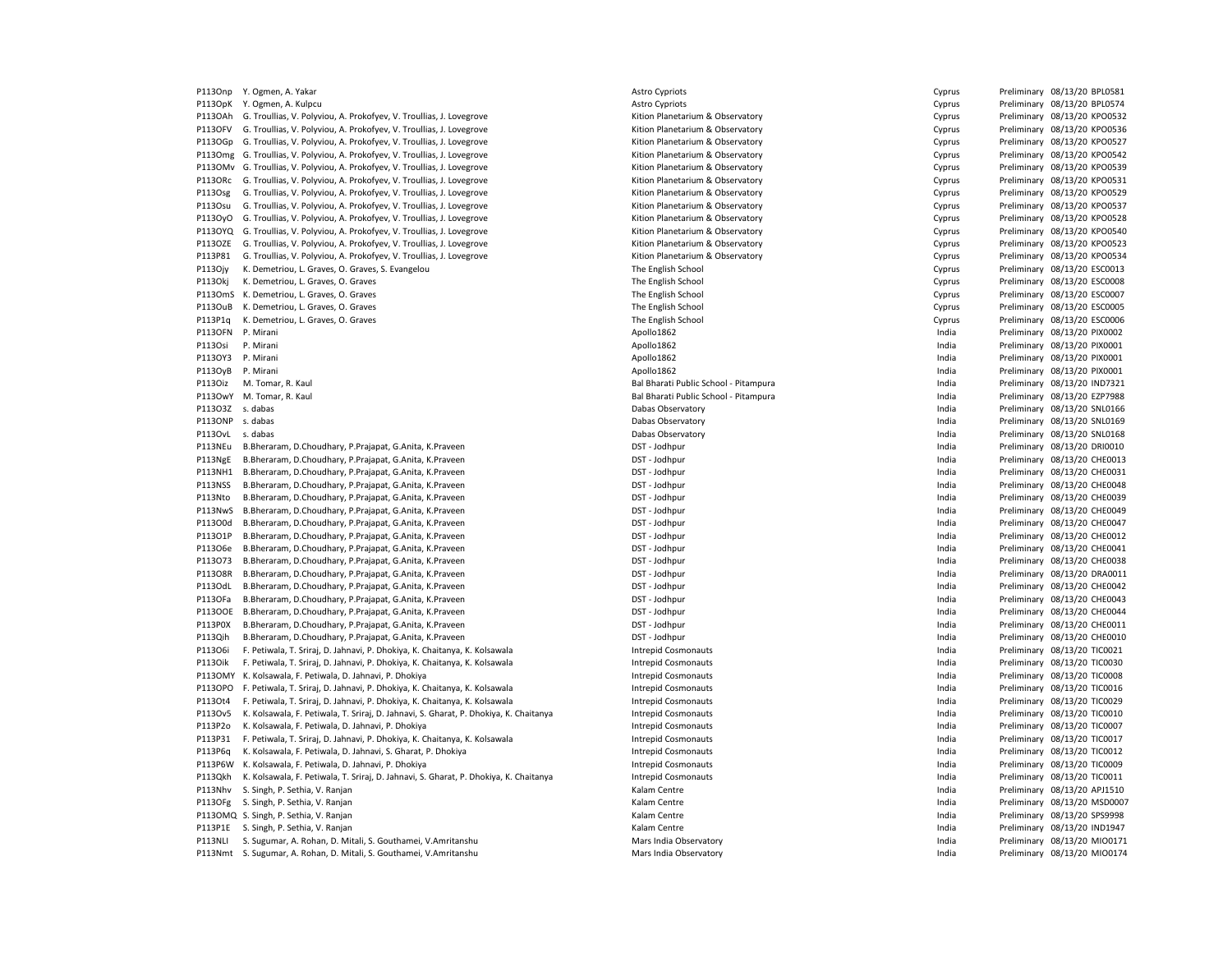| | | | | | | |
|---|---|---|---|---|---|---|
| P113Onp | Y. Ogmen, A. Yakar | Astro Cypriots | Cyprus | Preliminary | 08/13/20 | BPL0581 |
| P113OpK | Y. Ogmen, A. Kulpcu | Astro Cypriots | Cyprus | Preliminary | 08/13/20 | BPL0574 |
| P113OAh | G. Troullias, V. Polyviou, A. Prokofyev, V. Troullias, J. Lovegrove | Kition Planetarium & Observatory | Cyprus | Preliminary | 08/13/20 | KPO0532 |
| P113OFV | G. Troullias, V. Polyviou, A. Prokofyev, V. Troullias, J. Lovegrove | Kition Planetarium & Observatory | Cyprus | Preliminary | 08/13/20 | KPO0536 |
| P113OGp | G. Troullias, V. Polyviou, A. Prokofyev, V. Troullias, J. Lovegrove | Kition Planetarium & Observatory | Cyprus | Preliminary | 08/13/20 | KPO0527 |
| P113Omg | G. Troullias, V. Polyviou, A. Prokofyev, V. Troullias, J. Lovegrove | Kition Planetarium & Observatory | Cyprus | Preliminary | 08/13/20 | KPO0542 |
| P113OMv | G. Troullias, V. Polyviou, A. Prokofyev, V. Troullias, J. Lovegrove | Kition Planetarium & Observatory | Cyprus | Preliminary | 08/13/20 | KPO0539 |
| P113ORc | G. Troullias, V. Polyviou, A. Prokofyev, V. Troullias, J. Lovegrove | Kition Planetarium & Observatory | Cyprus | Preliminary | 08/13/20 | KPO0531 |
| P113Osg | G. Troullias, V. Polyviou, A. Prokofyev, V. Troullias, J. Lovegrove | Kition Planetarium & Observatory | Cyprus | Preliminary | 08/13/20 | KPO0529 |
| P113Osu | G. Troullias, V. Polyviou, A. Prokofyev, V. Troullias, J. Lovegrove | Kition Planetarium & Observatory | Cyprus | Preliminary | 08/13/20 | KPO0537 |
| P113OyO | G. Troullias, V. Polyviou, A. Prokofyev, V. Troullias, J. Lovegrove | Kition Planetarium & Observatory | Cyprus | Preliminary | 08/13/20 | KPO0528 |
| P113OYQ | G. Troullias, V. Polyviou, A. Prokofyev, V. Troullias, J. Lovegrove | Kition Planetarium & Observatory | Cyprus | Preliminary | 08/13/20 | KPO0540 |
| P113OZE | G. Troullias, V. Polyviou, A. Prokofyev, V. Troullias, J. Lovegrove | Kition Planetarium & Observatory | Cyprus | Preliminary | 08/13/20 | KPO0523 |
| P113P81 | G. Troullias, V. Polyviou, A. Prokofyev, V. Troullias, J. Lovegrove | Kition Planetarium & Observatory | Cyprus | Preliminary | 08/13/20 | KPO0534 |
| P113Ojy | K. Demetriou, L. Graves, O. Graves, S. Evangelou | The English School | Cyprus | Preliminary | 08/13/20 | ESC0013 |
| P113Okj | K. Demetriou, L. Graves, O. Graves | The English School | Cyprus | Preliminary | 08/13/20 | ESC0008 |
| P113OmS | K. Demetriou, L. Graves, O. Graves | The English School | Cyprus | Preliminary | 08/13/20 | ESC0007 |
| P113OuB | K. Demetriou, L. Graves, O. Graves | The English School | Cyprus | Preliminary | 08/13/20 | ESC0005 |
| P113P1q | K. Demetriou, L. Graves, O. Graves | The English School | Cyprus | Preliminary | 08/13/20 | ESC0006 |
| P113OFN | P. Mirani | Apollo1862 | India | Preliminary | 08/13/20 | PIX0002 |
| P113Osi | P. Mirani | Apollo1862 | India | Preliminary | 08/13/20 | PIX0001 |
| P113OY3 | P. Mirani | Apollo1862 | India | Preliminary | 08/13/20 | PIX0001 |
| P113OyB | P. Mirani | Apollo1862 | India | Preliminary | 08/13/20 | PIX0001 |
| P113Oiz | M. Tomar, R. Kaul | Bal Bharati Public School - Pitampura | India | Preliminary | 08/13/20 | IND7321 |
| P113OwY | M. Tomar, R. Kaul | Bal Bharati Public School - Pitampura | India | Preliminary | 08/13/20 | EZP7988 |
| P113O3Z | s. dabas | Dabas Observatory | India | Preliminary | 08/13/20 | SNL0166 |
| P113ONP | s. dabas | Dabas Observatory | India | Preliminary | 08/13/20 | SNL0169 |
| P113OvL | s. dabas | Dabas Observatory | India | Preliminary | 08/13/20 | SNL0168 |
| P113NEu | B.Bheraram, D.Choudhary, P.Prajapat, G.Anita, K.Praveen | DST - Jodhpur | India | Preliminary | 08/13/20 | DRI0010 |
| P113NgE | B.Bheraram, D.Choudhary, P.Prajapat, G.Anita, K.Praveen | DST - Jodhpur | India | Preliminary | 08/13/20 | CHE0013 |
| P113NH1 | B.Bheraram, D.Choudhary, P.Prajapat, G.Anita, K.Praveen | DST - Jodhpur | India | Preliminary | 08/13/20 | CHE0031 |
| P113NSS | B.Bheraram, D.Choudhary, P.Prajapat, G.Anita, K.Praveen | DST - Jodhpur | India | Preliminary | 08/13/20 | CHE0048 |
| P113Nto | B.Bheraram, D.Choudhary, P.Prajapat, G.Anita, K.Praveen | DST - Jodhpur | India | Preliminary | 08/13/20 | CHE0039 |
| P113NwS | B.Bheraram, D.Choudhary, P.Prajapat, G.Anita, K.Praveen | DST - Jodhpur | India | Preliminary | 08/13/20 | CHE0049 |
| P113O0d | B.Bheraram, D.Choudhary, P.Prajapat, G.Anita, K.Praveen | DST - Jodhpur | India | Preliminary | 08/13/20 | CHE0047 |
| P113O1P | B.Bheraram, D.Choudhary, P.Prajapat, G.Anita, K.Praveen | DST - Jodhpur | India | Preliminary | 08/13/20 | CHE0012 |
| P113O6e | B.Bheraram, D.Choudhary, P.Prajapat, G.Anita, K.Praveen | DST - Jodhpur | India | Preliminary | 08/13/20 | CHE0041 |
| P113O73 | B.Bheraram, D.Choudhary, P.Prajapat, G.Anita, K.Praveen | DST - Jodhpur | India | Preliminary | 08/13/20 | CHE0038 |
| P113O8R | B.Bheraram, D.Choudhary, P.Prajapat, G.Anita, K.Praveen | DST - Jodhpur | India | Preliminary | 08/13/20 | DRA0011 |
| P113OdL | B.Bheraram, D.Choudhary, P.Prajapat, G.Anita, K.Praveen | DST - Jodhpur | India | Preliminary | 08/13/20 | CHE0042 |
| P113OFa | B.Bheraram, D.Choudhary, P.Prajapat, G.Anita, K.Praveen | DST - Jodhpur | India | Preliminary | 08/13/20 | CHE0043 |
| P113OOE | B.Bheraram, D.Choudhary, P.Prajapat, G.Anita, K.Praveen | DST - Jodhpur | India | Preliminary | 08/13/20 | CHE0044 |
| P113P0X | B.Bheraram, D.Choudhary, P.Prajapat, G.Anita, K.Praveen | DST - Jodhpur | India | Preliminary | 08/13/20 | CHE0011 |
| P113Qih | B.Bheraram, D.Choudhary, P.Prajapat, G.Anita, K.Praveen | DST - Jodhpur | India | Preliminary | 08/13/20 | CHE0010 |
| P113O6i | F. Petiwala, T. Sriraj, D. Jahnavi, P. Dhokiya, K. Chaitanya, K. Kolsawala | Intrepid Cosmonauts | India | Preliminary | 08/13/20 | TIC0021 |
| P113Oik | F. Petiwala, T. Sriraj, D. Jahnavi, P. Dhokiya, K. Chaitanya, K. Kolsawala | Intrepid Cosmonauts | India | Preliminary | 08/13/20 | TIC0030 |
| P113OMY | K. Kolsawala, F. Petiwala, D. Jahnavi, P. Dhokiya | Intrepid Cosmonauts | India | Preliminary | 08/13/20 | TIC0008 |
| P113OPO | F. Petiwala, T. Sriraj, D. Jahnavi, P. Dhokiya, K. Chaitanya, K. Kolsawala | Intrepid Cosmonauts | India | Preliminary | 08/13/20 | TIC0016 |
| P113Ot4 | F. Petiwala, T. Sriraj, D. Jahnavi, P. Dhokiya, K. Chaitanya, K. Kolsawala | Intrepid Cosmonauts | India | Preliminary | 08/13/20 | TIC0029 |
| P113Ov5 | K. Kolsawala, F. Petiwala, T. Sriraj, D. Jahnavi, S. Gharat, P. Dhokiya, K. Chaitanya | Intrepid Cosmonauts | India | Preliminary | 08/13/20 | TIC0010 |
| P113P2o | K. Kolsawala, F. Petiwala, D. Jahnavi, P. Dhokiya | Intrepid Cosmonauts | India | Preliminary | 08/13/20 | TIC0007 |
| P113P31 | F. Petiwala, T. Sriraj, D. Jahnavi, P. Dhokiya, K. Chaitanya, K. Kolsawala | Intrepid Cosmonauts | India | Preliminary | 08/13/20 | TIC0017 |
| P113P6q | K. Kolsawala, F. Petiwala, D. Jahnavi, S. Gharat, P. Dhokiya | Intrepid Cosmonauts | India | Preliminary | 08/13/20 | TIC0012 |
| P113P6W | K. Kolsawala, F. Petiwala, D. Jahnavi, P. Dhokiya | Intrepid Cosmonauts | India | Preliminary | 08/13/20 | TIC0009 |
| P113Qkh | K. Kolsawala, F. Petiwala, T. Sriraj, D. Jahnavi, S. Gharat, P. Dhokiya, K. Chaitanya | Intrepid Cosmonauts | India | Preliminary | 08/13/20 | TIC0011 |
| P113Nhv | S. Singh, P. Sethia, V. Ranjan | Kalam Centre | India | Preliminary | 08/13/20 | APJ1510 |
| P113OFg | S. Singh, P. Sethia, V. Ranjan | Kalam Centre | India | Preliminary | 08/13/20 | MSD0007 |
| P113OMQ | S. Singh, P. Sethia, V. Ranjan | Kalam Centre | India | Preliminary | 08/13/20 | SPS9998 |
| P113P1E | S. Singh, P. Sethia, V. Ranjan | Kalam Centre | India | Preliminary | 08/13/20 | IND1947 |
| P113NLI | S. Sugumar, A. Rohan, D. Mitali, S. Gouthamei, V.Amritanshu | Mars India Observatory | India | Preliminary | 08/13/20 | MIO0171 |
| P113Nmt | S. Sugumar, A. Rohan, D. Mitali, S. Gouthamei, V.Amritanshu | Mars India Observatory | India | Preliminary | 08/13/20 | MIO0174 |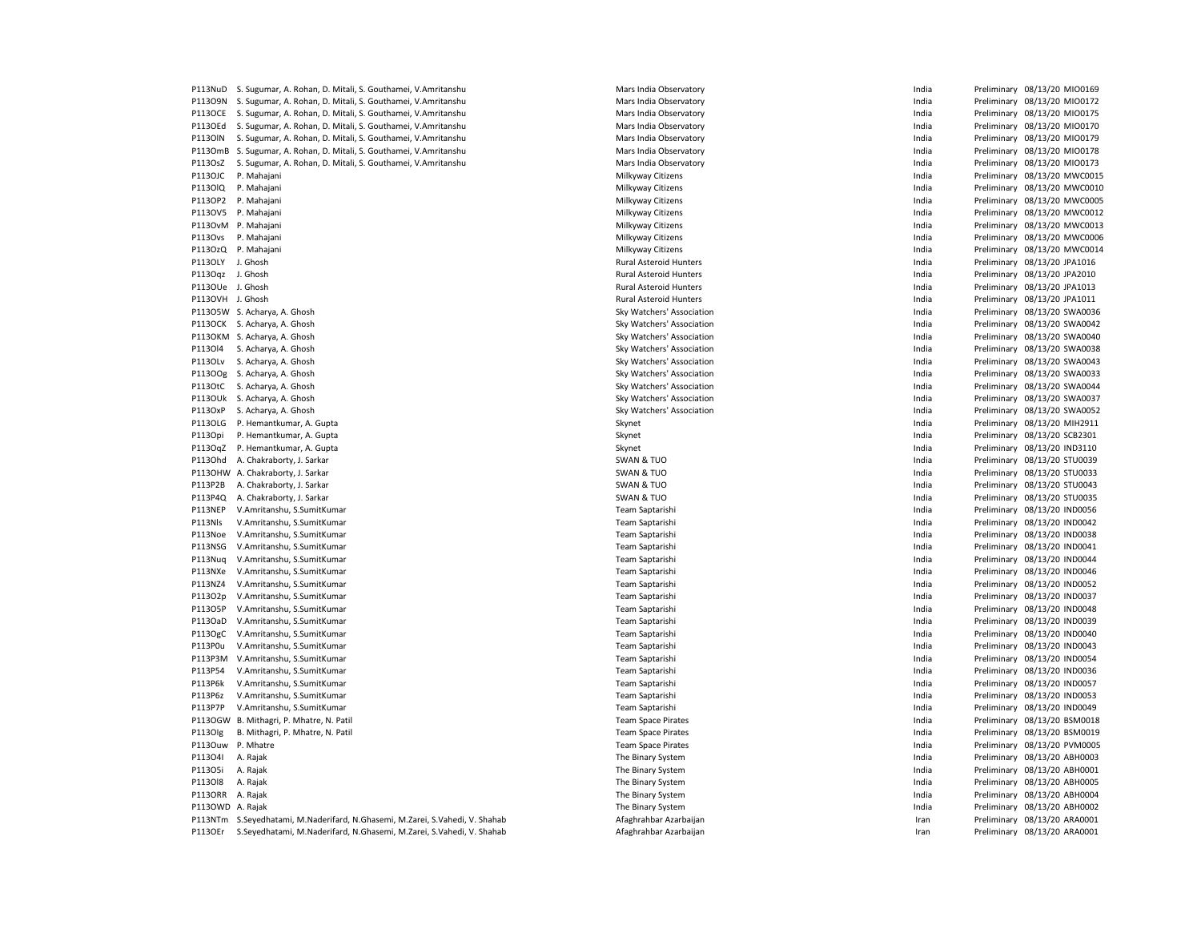| | | | | | | |
|---|---|---|---|---|---|---|
| P113NuD | S. Sugumar, A. Rohan, D. Mitali, S. Gouthamei, V.Amritanshu | Mars India Observatory | India | Preliminary | 08/13/20 | MIO0169 |
| P113O9N | S. Sugumar, A. Rohan, D. Mitali, S. Gouthamei, V.Amritanshu | Mars India Observatory | India | Preliminary | 08/13/20 | MIO0172 |
| P113OCE | S. Sugumar, A. Rohan, D. Mitali, S. Gouthamei, V.Amritanshu | Mars India Observatory | India | Preliminary | 08/13/20 | MIO0175 |
| P113OEd | S. Sugumar, A. Rohan, D. Mitali, S. Gouthamei, V.Amritanshu | Mars India Observatory | India | Preliminary | 08/13/20 | MIO0170 |
| P113OlN | S. Sugumar, A. Rohan, D. Mitali, S. Gouthamei, V.Amritanshu | Mars India Observatory | India | Preliminary | 08/13/20 | MIO0179 |
| P113OmB | S. Sugumar, A. Rohan, D. Mitali, S. Gouthamei, V.Amritanshu | Mars India Observatory | India | Preliminary | 08/13/20 | MIO0178 |
| P113OsZ | S. Sugumar, A. Rohan, D. Mitali, S. Gouthamei, V.Amritanshu | Mars India Observatory | India | Preliminary | 08/13/20 | MIO0173 |
| P113OJC | P. Mahajani | Milkyway Citizens | India | Preliminary | 08/13/20 | MWC0015 |
| P113OlQ | P. Mahajani | Milkyway Citizens | India | Preliminary | 08/13/20 | MWC0010 |
| P113OP2 | P. Mahajani | Milkyway Citizens | India | Preliminary | 08/13/20 | MWC0005 |
| P113OV5 | P. Mahajani | Milkyway Citizens | India | Preliminary | 08/13/20 | MWC0012 |
| P113OvM | P. Mahajani | Milkyway Citizens | India | Preliminary | 08/13/20 | MWC0013 |
| P113Ovs | P. Mahajani | Milkyway Citizens | India | Preliminary | 08/13/20 | MWC0006 |
| P113OzQ | P. Mahajani | Milkyway Citizens | India | Preliminary | 08/13/20 | MWC0014 |
| P113OLY | J. Ghosh | Rural Asteroid Hunters | India | Preliminary | 08/13/20 | JPA1016 |
| P113Oqz | J. Ghosh | Rural Asteroid Hunters | India | Preliminary | 08/13/20 | JPA2010 |
| P113OUe | J. Ghosh | Rural Asteroid Hunters | India | Preliminary | 08/13/20 | JPA1013 |
| P113OVH | J. Ghosh | Rural Asteroid Hunters | India | Preliminary | 08/13/20 | JPA1011 |
| P113O5W | S. Acharya, A. Ghosh | Sky Watchers' Association | India | Preliminary | 08/13/20 | SWA0036 |
| P113OCK | S. Acharya, A. Ghosh | Sky Watchers' Association | India | Preliminary | 08/13/20 | SWA0042 |
| P113OKM | S. Acharya, A. Ghosh | Sky Watchers' Association | India | Preliminary | 08/13/20 | SWA0040 |
| P113Ol4 | S. Acharya, A. Ghosh | Sky Watchers' Association | India | Preliminary | 08/13/20 | SWA0038 |
| P113OLv | S. Acharya, A. Ghosh | Sky Watchers' Association | India | Preliminary | 08/13/20 | SWA0043 |
| P113OOg | S. Acharya, A. Ghosh | Sky Watchers' Association | India | Preliminary | 08/13/20 | SWA0033 |
| P113OtC | S. Acharya, A. Ghosh | Sky Watchers' Association | India | Preliminary | 08/13/20 | SWA0044 |
| P113OUk | S. Acharya, A. Ghosh | Sky Watchers' Association | India | Preliminary | 08/13/20 | SWA0037 |
| P113OxP | S. Acharya, A. Ghosh | Sky Watchers' Association | India | Preliminary | 08/13/20 | SWA0052 |
| P113OLG | P. Hemantkumar, A. Gupta | Skynet | India | Preliminary | 08/13/20 | MIH2911 |
| P113Opi | P. Hemantkumar, A. Gupta | Skynet | India | Preliminary | 08/13/20 | SCB2301 |
| P113OqZ | P. Hemantkumar, A. Gupta | Skynet | India | Preliminary | 08/13/20 | IND3110 |
| P113Ohd | A. Chakraborty, J. Sarkar | SWAN & TUO | India | Preliminary | 08/13/20 | STU0039 |
| P113OHW | A. Chakraborty, J. Sarkar | SWAN & TUO | India | Preliminary | 08/13/20 | STU0033 |
| P113P2B | A. Chakraborty, J. Sarkar | SWAN & TUO | India | Preliminary | 08/13/20 | STU0043 |
| P113P4Q | A. Chakraborty, J. Sarkar | SWAN & TUO | India | Preliminary | 08/13/20 | STU0035 |
| P113NEP | V.Amritanshu, S.SumitKumar | Team Saptarishi | India | Preliminary | 08/13/20 | IND0056 |
| P113NIs | V.Amritanshu, S.SumitKumar | Team Saptarishi | India | Preliminary | 08/13/20 | IND0042 |
| P113Noe | V.Amritanshu, S.SumitKumar | Team Saptarishi | India | Preliminary | 08/13/20 | IND0038 |
| P113NSG | V.Amritanshu, S.SumitKumar | Team Saptarishi | India | Preliminary | 08/13/20 | IND0041 |
| P113Nuq | V.Amritanshu, S.SumitKumar | Team Saptarishi | India | Preliminary | 08/13/20 | IND0044 |
| P113NXe | V.Amritanshu, S.SumitKumar | Team Saptarishi | India | Preliminary | 08/13/20 | IND0046 |
| P113NZ4 | V.Amritanshu, S.SumitKumar | Team Saptarishi | India | Preliminary | 08/13/20 | IND0052 |
| P113O2p | V.Amritanshu, S.SumitKumar | Team Saptarishi | India | Preliminary | 08/13/20 | IND0037 |
| P113O5P | V.Amritanshu, S.SumitKumar | Team Saptarishi | India | Preliminary | 08/13/20 | IND0048 |
| P113OaD | V.Amritanshu, S.SumitKumar | Team Saptarishi | India | Preliminary | 08/13/20 | IND0039 |
| P113OgC | V.Amritanshu, S.SumitKumar | Team Saptarishi | India | Preliminary | 08/13/20 | IND0040 |
| P113P0u | V.Amritanshu, S.SumitKumar | Team Saptarishi | India | Preliminary | 08/13/20 | IND0043 |
| P113P3M | V.Amritanshu, S.SumitKumar | Team Saptarishi | India | Preliminary | 08/13/20 | IND0054 |
| P113P54 | V.Amritanshu, S.SumitKumar | Team Saptarishi | India | Preliminary | 08/13/20 | IND0036 |
| P113P6k | V.Amritanshu, S.SumitKumar | Team Saptarishi | India | Preliminary | 08/13/20 | IND0057 |
| P113P6z | V.Amritanshu, S.SumitKumar | Team Saptarishi | India | Preliminary | 08/13/20 | IND0053 |
| P113P7P | V.Amritanshu, S.SumitKumar | Team Saptarishi | India | Preliminary | 08/13/20 | IND0049 |
| P113OGW | B. Mithagri, P. Mhatre, N. Patil | Team Space Pirates | India | Preliminary | 08/13/20 | BSM0018 |
| P113OIg | B. Mithagri, P. Mhatre, N. Patil | Team Space Pirates | India | Preliminary | 08/13/20 | BSM0019 |
| P113Ouw | P. Mhatre | Team Space Pirates | India | Preliminary | 08/13/20 | PVM0005 |
| P113O4I | A. Rajak | The Binary System | India | Preliminary | 08/13/20 | ABH0003 |
| P113O5i | A. Rajak | The Binary System | India | Preliminary | 08/13/20 | ABH0001 |
| P113Ol8 | A. Rajak | The Binary System | India | Preliminary | 08/13/20 | ABH0005 |
| P113ORR | A. Rajak | The Binary System | India | Preliminary | 08/13/20 | ABH0004 |
| P113OWD | A. Rajak | The Binary System | India | Preliminary | 08/13/20 | ABH0002 |
| P113NTm | S.Seyedhatami, M.Naderifard, N.Ghasemi, M.Zarei, S.Vahedi, V. Shahab | Afaghrahbar Azarbaijan | Iran | Preliminary | 08/13/20 | ARA0001 |
| P113OEr | S.Seyedhatami, M.Naderifard, N.Ghasemi, M.Zarei, S.Vahedi, V. Shahab | Afaghrahbar Azarbaijan | Iran | Preliminary | 08/13/20 | ARA0001 |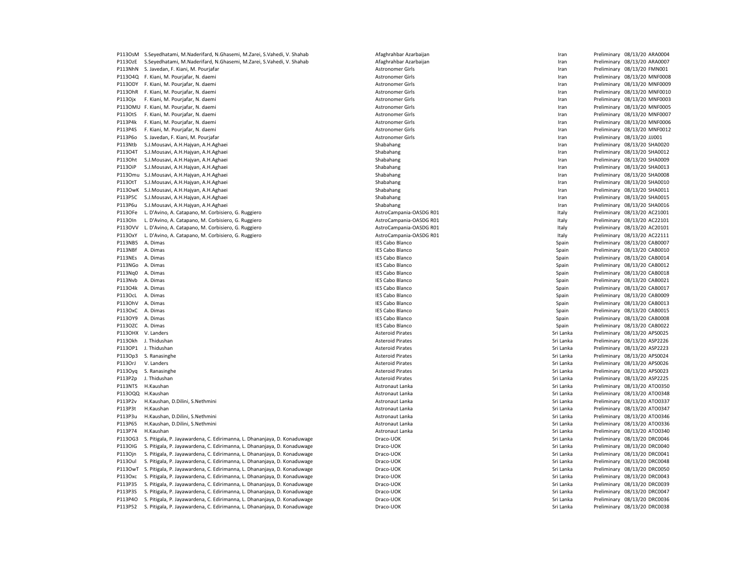| | | | | | | |
|---|---|---|---|---|---|---|
| P113OsM | S.Seyedhatami, M.Naderifard, N.Ghasemi, M.Zarei, S.Vahedi, V. Shahab | Afaghrahbar Azarbaijan | Iran | Preliminary | 08/13/20 | ARA0004 |
| P113OzE | S.Seyedhatami, M.Naderifard, N.Ghasemi, M.Zarei, S.Vahedi, V. Shahab | Afaghrahbar Azarbaijan | Iran | Preliminary | 08/13/20 | ARA0007 |
| P113NhN | S. Javedan, F. Kiani, M. Pourjafar | Astronomer Girls | Iran | Preliminary | 08/13/20 | FMN001 |
| P113O4Q | F. Kiani, M. Pourjafar, N. daemi | Astronomer Girls | Iran | Preliminary | 08/13/20 | MNF0008 |
| P113ODY | F. Kiani, M. Pourjafar, N. daemi | Astronomer Girls | Iran | Preliminary | 08/13/20 | MNF0009 |
| P113OhR | F. Kiani, M. Pourjafar, N. daemi | Astronomer Girls | Iran | Preliminary | 08/13/20 | MNF0010 |
| P113Ojx | F. Kiani, M. Pourjafar, N. daemi | Astronomer Girls | Iran | Preliminary | 08/13/20 | MNF0003 |
| P113OMU | F. Kiani, M. Pourjafar, N. daemi | Astronomer Girls | Iran | Preliminary | 08/13/20 | MNF0005 |
| P113OtS | F. Kiani, M. Pourjafar, N. daemi | Astronomer Girls | Iran | Preliminary | 08/13/20 | MNF0007 |
| P113P4k | F. Kiani, M. Pourjafar, N. daemi | Astronomer Girls | Iran | Preliminary | 08/13/20 | MNF0006 |
| P113P4S | F. Kiani, M. Pourjafar, N. daemi | Astronomer Girls | Iran | Preliminary | 08/13/20 | MNF0012 |
| P113P6o | S. Javedan, F. Kiani, M. Pourjafar | Astronomer Girls | Iran | Preliminary | 08/13/20 | JJJ001 |
| P113Ntb | S.J.Mousavi, A.H.Hajyan, A.H.Aghaei | Shabahang | Iran | Preliminary | 08/13/20 | SHA0020 |
| P113O4T | S.J.Mousavi, A.H.Hajyan, A.H.Aghaei | Shabahang | Iran | Preliminary | 08/13/20 | SHA0012 |
| P113Oht | S.J.Mousavi, A.H.Hajyan, A.H.Aghaei | Shabahang | Iran | Preliminary | 08/13/20 | SHA0009 |
| P113OiP | S.J.Mousavi, A.H.Hajyan, A.H.Aghaei | Shabahang | Iran | Preliminary | 08/13/20 | SHA0013 |
| P113Omu | S.J.Mousavi, A.H.Hajyan, A.H.Aghaei | Shabahang | Iran | Preliminary | 08/13/20 | SHA0008 |
| P113OtT | S.J.Mousavi, A.H.Hajyan, A.H.Aghaei | Shabahang | Iran | Preliminary | 08/13/20 | SHA0010 |
| P113OwK | S.J.Mousavi, A.H.Hajyan, A.H.Aghaei | Shabahang | Iran | Preliminary | 08/13/20 | SHA0011 |
| P113P5C | S.J.Mousavi, A.H.Hajyan, A.H.Aghaei | Shabahang | Iran | Preliminary | 08/13/20 | SHA0015 |
| P113P6u | S.J.Mousavi, A.H.Hajyan, A.H.Aghaei | Shabahang | Iran | Preliminary | 08/13/20 | SHA0016 |
| P113OFe | L. D'Avino, A. Catapano, M. Corbisiero, G. Ruggiero | AstroCampania-OASDG R01 | Italy | Preliminary | 08/13/20 | AC21001 |
| P113OIn | L. D'Avino, A. Catapano, M. Corbisiero, G. Ruggiero | AstroCampania-OASDG R01 | Italy | Preliminary | 08/13/20 | AC22101 |
| P113OVV | L. D'Avino, A. Catapano, M. Corbisiero, G. Ruggiero | AstroCampania-OASDG R01 | Italy | Preliminary | 08/13/20 | AC20101 |
| P113OxY | L. D'Avino, A. Catapano, M. Corbisiero, G. Ruggiero | AstroCampania-OASDG R01 | Italy | Preliminary | 08/13/20 | AC22111 |
| P113NB5 | A. Dimas | IES Cabo Blanco | Spain | Preliminary | 08/13/20 | CAB0007 |
| P113NBf | A. Dimas | IES Cabo Blanco | Spain | Preliminary | 08/13/20 | CAB0010 |
| P113NEs | A. Dimas | IES Cabo Blanco | Spain | Preliminary | 08/13/20 | CAB0014 |
| P113NGo | A. Dimas | IES Cabo Blanco | Spain | Preliminary | 08/13/20 | CAB0012 |
| P113Nq0 | A. Dimas | IES Cabo Blanco | Spain | Preliminary | 08/13/20 | CAB0018 |
| P113Nvb | A. Dimas | IES Cabo Blanco | Spain | Preliminary | 08/13/20 | CAB0021 |
| P113O4k | A. Dimas | IES Cabo Blanco | Spain | Preliminary | 08/13/20 | CAB0017 |
| P113OcL | A. Dimas | IES Cabo Blanco | Spain | Preliminary | 08/13/20 | CAB0009 |
| P113OhV | A. Dimas | IES Cabo Blanco | Spain | Preliminary | 08/13/20 | CAB0013 |
| P113OxC | A. Dimas | IES Cabo Blanco | Spain | Preliminary | 08/13/20 | CAB0015 |
| P113OY9 | A. Dimas | IES Cabo Blanco | Spain | Preliminary | 08/13/20 | CAB0008 |
| P113OZC | A. Dimas | IES Cabo Blanco | Spain | Preliminary | 08/13/20 | CAB0022 |
| P113OHX | V. Landers | Asteroid Pirates | Sri Lanka | Preliminary | 08/13/20 | APS0025 |
| P113Okh | J. Thidushan | Asteroid Pirates | Sri Lanka | Preliminary | 08/13/20 | ASP2226 |
| P113OP1 | J. Thidushan | Asteroid Pirates | Sri Lanka | Preliminary | 08/13/20 | ASP2223 |
| P113Op3 | S. Ranasinghe | Asteroid Pirates | Sri Lanka | Preliminary | 08/13/20 | APS0024 |
| P113OrJ | V. Landers | Asteroid Pirates | Sri Lanka | Preliminary | 08/13/20 | APS0026 |
| P113Oyq | S. Ranasinghe | Asteroid Pirates | Sri Lanka | Preliminary | 08/13/20 | APS0023 |
| P113P2p | J. Thidushan | Asteroid Pirates | Sri Lanka | Preliminary | 08/13/20 | ASP2225 |
| P113NT5 | H.Kaushan | Astronaut Lanka | Sri Lanka | Preliminary | 08/13/20 | ATO0350 |
| P113OQQ | H.Kaushan | Astronaut Lanka | Sri Lanka | Preliminary | 08/13/20 | ATO0348 |
| P113P2v | H.Kaushan, D.Dilini, S.Nethmini | Astronaut Lanka | Sri Lanka | Preliminary | 08/13/20 | ATO0337 |
| P113P3t | H.Kaushan | Astronaut Lanka | Sri Lanka | Preliminary | 08/13/20 | ATO0347 |
| P113P3u | H.Kaushan, D.Dilini, S.Nethmini | Astronaut Lanka | Sri Lanka | Preliminary | 08/13/20 | ATO0346 |
| P113P65 | H.Kaushan, D.Dilini, S.Nethmini | Astronaut Lanka | Sri Lanka | Preliminary | 08/13/20 | ATO0336 |
| P113P74 | H.Kaushan | Astronaut Lanka | Sri Lanka | Preliminary | 08/13/20 | ATO0340 |
| P113OG3 | S. Pitigala, P. Jayawardena, C. Edirimanna, L. Dhananjaya, D. Konaduwage | Draco-UOK | Sri Lanka | Preliminary | 08/13/20 | DRC0046 |
| P113OlG | S. Pitigala, P. Jayawardena, C. Edirimanna, L. Dhananjaya, D. Konaduwage | Draco-UOK | Sri Lanka | Preliminary | 08/13/20 | DRC0040 |
| P113Ojn | S. Pitigala, P. Jayawardena, C. Edirimanna, L. Dhananjaya, D. Konaduwage | Draco-UOK | Sri Lanka | Preliminary | 08/13/20 | DRC0041 |
| P113Oul | S. Pitigala, P. Jayawardena, C. Edirimanna, L. Dhananjaya, D. Konaduwage | Draco-UOK | Sri Lanka | Preliminary | 08/13/20 | DRC0048 |
| P113OwT | S. Pitigala, P. Jayawardena, C. Edirimanna, L. Dhananjaya, D. Konaduwage | Draco-UOK | Sri Lanka | Preliminary | 08/13/20 | DRC0050 |
| P113Oxc | S. Pitigala, P. Jayawardena, C. Edirimanna, L. Dhananjaya, D. Konaduwage | Draco-UOK | Sri Lanka | Preliminary | 08/13/20 | DRC0043 |
| P113P35 | S. Pitigala, P. Jayawardena, C. Edirimanna, L. Dhananjaya, D. Konaduwage | Draco-UOK | Sri Lanka | Preliminary | 08/13/20 | DRC0039 |
| P113P3S | S. Pitigala, P. Jayawardena, C. Edirimanna, L. Dhananjaya, D. Konaduwage | Draco-UOK | Sri Lanka | Preliminary | 08/13/20 | DRC0047 |
| P113P4O | S. Pitigala, P. Jayawardena, C. Edirimanna, L. Dhananjaya, D. Konaduwage | Draco-UOK | Sri Lanka | Preliminary | 08/13/20 | DRC0036 |
| P113P52 | S. Pitigala, P. Jayawardena, C. Edirimanna, L. Dhananjaya, D. Konaduwage | Draco-UOK | Sri Lanka | Preliminary | 08/13/20 | DRC0038 |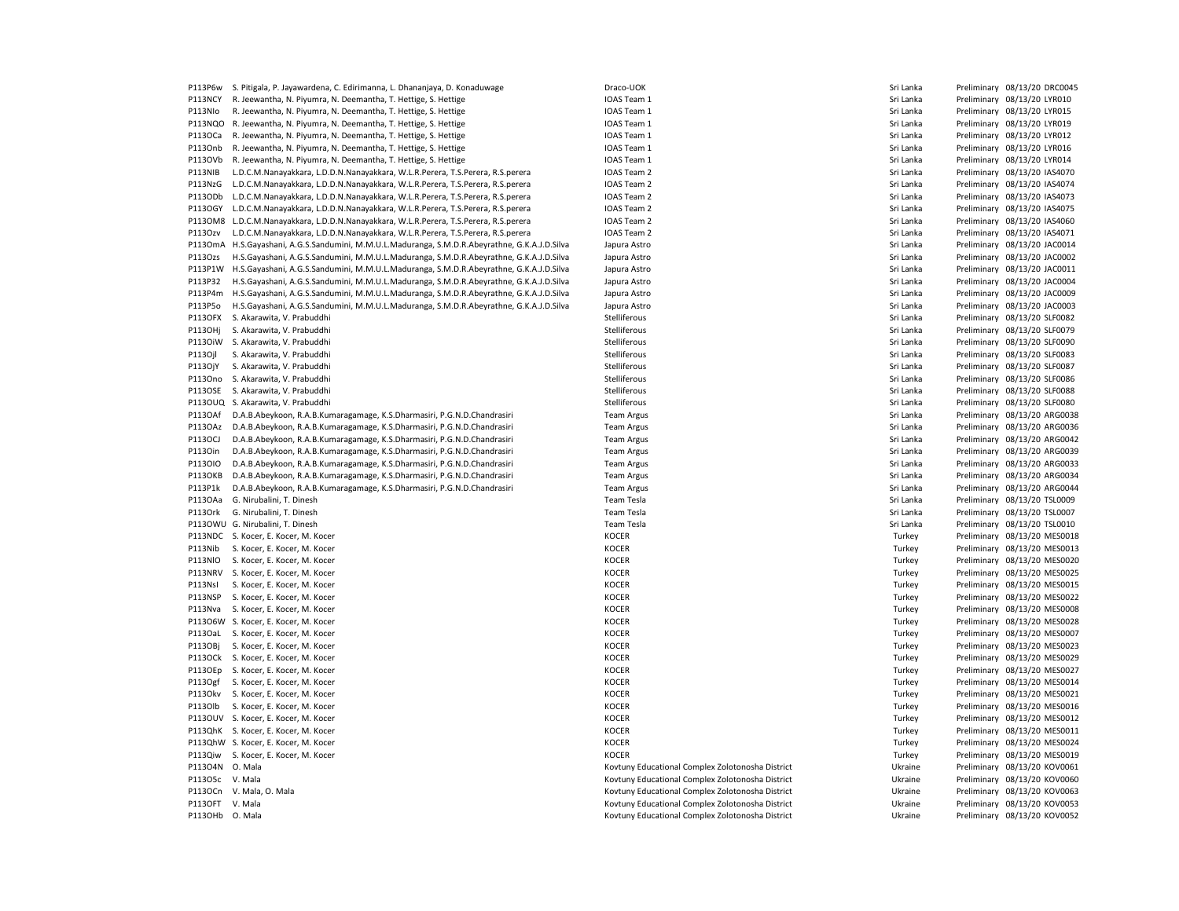| | | | | | | |
|---|---|---|---|---|---|---|
| P113P6w | S. Pitigala, P. Jayawardena, C. Edirimanna, L. Dhananjaya, D. Konaduwage | Draco-UOK | Sri Lanka | Preliminary | 08/13/20 | DRC0045 |
| P113NCY | R. Jeewantha, N. Piyumra, N. Deemantha, T. Hettige, S. Hettige | IOAS Team 1 | Sri Lanka | Preliminary | 08/13/20 | LYR010 |
| P113NIo | R. Jeewantha, N. Piyumra, N. Deemantha, T. Hettige, S. Hettige | IOAS Team 1 | Sri Lanka | Preliminary | 08/13/20 | LYR015 |
| P113NQO | R. Jeewantha, N. Piyumra, N. Deemantha, T. Hettige, S. Hettige | IOAS Team 1 | Sri Lanka | Preliminary | 08/13/20 | LYR019 |
| P113OCa | R. Jeewantha, N. Piyumra, N. Deemantha, T. Hettige, S. Hettige | IOAS Team 1 | Sri Lanka | Preliminary | 08/13/20 | LYR012 |
| P113Onb | R. Jeewantha, N. Piyumra, N. Deemantha, T. Hettige, S. Hettige | IOAS Team 1 | Sri Lanka | Preliminary | 08/13/20 | LYR016 |
| P113OVb | R. Jeewantha, N. Piyumra, N. Deemantha, T. Hettige, S. Hettige | IOAS Team 1 | Sri Lanka | Preliminary | 08/13/20 | LYR014 |
| P113NIB | L.D.C.M.Nanayakkara, L.D.D.N.Nanayakkara, W.L.R.Perera, T.S.Perera, R.S.perera | IOAS Team 2 | Sri Lanka | Preliminary | 08/13/20 | IAS4070 |
| P113NzG | L.D.C.M.Nanayakkara, L.D.D.N.Nanayakkara, W.L.R.Perera, T.S.Perera, R.S.perera | IOAS Team 2 | Sri Lanka | Preliminary | 08/13/20 | IAS4074 |
| P113ODb | L.D.C.M.Nanayakkara, L.D.D.N.Nanayakkara, W.L.R.Perera, T.S.Perera, R.S.perera | IOAS Team 2 | Sri Lanka | Preliminary | 08/13/20 | IAS4073 |
| P113OGY | L.D.C.M.Nanayakkara, L.D.D.N.Nanayakkara, W.L.R.Perera, T.S.Perera, R.S.perera | IOAS Team 2 | Sri Lanka | Preliminary | 08/13/20 | IAS4075 |
| P113OM8 | L.D.C.M.Nanayakkara, L.D.D.N.Nanayakkara, W.L.R.Perera, T.S.Perera, R.S.perera | IOAS Team 2 | Sri Lanka | Preliminary | 08/13/20 | IAS4060 |
| P113Ozv | L.D.C.M.Nanayakkara, L.D.D.N.Nanayakkara, W.L.R.Perera, T.S.Perera, R.S.perera | IOAS Team 2 | Sri Lanka | Preliminary | 08/13/20 | IAS4071 |
| P113OmA | H.S.Gayashani, A.G.S.Sandumini, M.M.U.L.Maduranga, S.M.D.R.Abeyrathne, G.K.A.J.D.Silva | Japura Astro | Sri Lanka | Preliminary | 08/13/20 | JAC0014 |
| P113Ozs | H.S.Gayashani, A.G.S.Sandumini, M.M.U.L.Maduranga, S.M.D.R.Abeyrathne, G.K.A.J.D.Silva | Japura Astro | Sri Lanka | Preliminary | 08/13/20 | JAC0002 |
| P113P1W | H.S.Gayashani, A.G.S.Sandumini, M.M.U.L.Maduranga, S.M.D.R.Abeyrathne, G.K.A.J.D.Silva | Japura Astro | Sri Lanka | Preliminary | 08/13/20 | JAC0011 |
| P113P32 | H.S.Gayashani, A.G.S.Sandumini, M.M.U.L.Maduranga, S.M.D.R.Abeyrathne, G.K.A.J.D.Silva | Japura Astro | Sri Lanka | Preliminary | 08/13/20 | JAC0004 |
| P113P4m | H.S.Gayashani, A.G.S.Sandumini, M.M.U.L.Maduranga, S.M.D.R.Abeyrathne, G.K.A.J.D.Silva | Japura Astro | Sri Lanka | Preliminary | 08/13/20 | JAC0009 |
| P113P5o | H.S.Gayashani, A.G.S.Sandumini, M.M.U.L.Maduranga, S.M.D.R.Abeyrathne, G.K.A.J.D.Silva | Japura Astro | Sri Lanka | Preliminary | 08/13/20 | JAC0003 |
| P113OFX | S. Akarawita, V. Prabuddhi | Stelliferous | Sri Lanka | Preliminary | 08/13/20 | SLF0082 |
| P113OHj | S. Akarawita, V. Prabuddhi | Stelliferous | Sri Lanka | Preliminary | 08/13/20 | SLF0079 |
| P113OiW | S. Akarawita, V. Prabuddhi | Stelliferous | Sri Lanka | Preliminary | 08/13/20 | SLF0090 |
| P113Ojl | S. Akarawita, V. Prabuddhi | Stelliferous | Sri Lanka | Preliminary | 08/13/20 | SLF0083 |
| P113OjY | S. Akarawita, V. Prabuddhi | Stelliferous | Sri Lanka | Preliminary | 08/13/20 | SLF0087 |
| P113Ono | S. Akarawita, V. Prabuddhi | Stelliferous | Sri Lanka | Preliminary | 08/13/20 | SLF0086 |
| P113OSE | S. Akarawita, V. Prabuddhi | Stelliferous | Sri Lanka | Preliminary | 08/13/20 | SLF0088 |
| P113OUQ | S. Akarawita, V. Prabuddhi | Stelliferous | Sri Lanka | Preliminary | 08/13/20 | SLF0080 |
| P113OAf | D.A.B.Abeykoon, R.A.B.Kumaragamage, K.S.Dharmasiri, P.G.N.D.Chandrasiri | Team Argus | Sri Lanka | Preliminary | 08/13/20 | ARG0038 |
| P113OAz | D.A.B.Abeykoon, R.A.B.Kumaragamage, K.S.Dharmasiri, P.G.N.D.Chandrasiri | Team Argus | Sri Lanka | Preliminary | 08/13/20 | ARG0036 |
| P113OCJ | D.A.B.Abeykoon, R.A.B.Kumaragamage, K.S.Dharmasiri, P.G.N.D.Chandrasiri | Team Argus | Sri Lanka | Preliminary | 08/13/20 | ARG0042 |
| P113Oin | D.A.B.Abeykoon, R.A.B.Kumaragamage, K.S.Dharmasiri, P.G.N.D.Chandrasiri | Team Argus | Sri Lanka | Preliminary | 08/13/20 | ARG0039 |
| P113OlO | D.A.B.Abeykoon, R.A.B.Kumaragamage, K.S.Dharmasiri, P.G.N.D.Chandrasiri | Team Argus | Sri Lanka | Preliminary | 08/13/20 | ARG0033 |
| P113OKB | D.A.B.Abeykoon, R.A.B.Kumaragamage, K.S.Dharmasiri, P.G.N.D.Chandrasiri | Team Argus | Sri Lanka | Preliminary | 08/13/20 | ARG0034 |
| P113P1k | D.A.B.Abeykoon, R.A.B.Kumaragamage, K.S.Dharmasiri, P.G.N.D.Chandrasiri | Team Argus | Sri Lanka | Preliminary | 08/13/20 | ARG0044 |
| P113OAa | G. Nirubalini, T. Dinesh | Team Tesla | Sri Lanka | Preliminary | 08/13/20 | TSL0009 |
| P113Ork | G. Nirubalini, T. Dinesh | Team Tesla | Sri Lanka | Preliminary | 08/13/20 | TSL0007 |
| P113OWU | G. Nirubalini, T. Dinesh | Team Tesla | Sri Lanka | Preliminary | 08/13/20 | TSL0010 |
| P113NDC | S. Kocer, E. Kocer, M. Kocer | KOCER | Turkey | Preliminary | 08/13/20 | MES0018 |
| P113Nib | S. Kocer, E. Kocer, M. Kocer | KOCER | Turkey | Preliminary | 08/13/20 | MES0013 |
| P113NlO | S. Kocer, E. Kocer, M. Kocer | KOCER | Turkey | Preliminary | 08/13/20 | MES0020 |
| P113NRV | S. Kocer, E. Kocer, M. Kocer | KOCER | Turkey | Preliminary | 08/13/20 | MES0025 |
| P113NsI | S. Kocer, E. Kocer, M. Kocer | KOCER | Turkey | Preliminary | 08/13/20 | MES0015 |
| P113NSP | S. Kocer, E. Kocer, M. Kocer | KOCER | Turkey | Preliminary | 08/13/20 | MES0022 |
| P113Nva | S. Kocer, E. Kocer, M. Kocer | KOCER | Turkey | Preliminary | 08/13/20 | MES0008 |
| P113O6W | S. Kocer, E. Kocer, M. Kocer | KOCER | Turkey | Preliminary | 08/13/20 | MES0028 |
| P113OaL | S. Kocer, E. Kocer, M. Kocer | KOCER | Turkey | Preliminary | 08/13/20 | MES0007 |
| P113OBj | S. Kocer, E. Kocer, M. Kocer | KOCER | Turkey | Preliminary | 08/13/20 | MES0023 |
| P113OCk | S. Kocer, E. Kocer, M. Kocer | KOCER | Turkey | Preliminary | 08/13/20 | MES0029 |
| P113OEp | S. Kocer, E. Kocer, M. Kocer | KOCER | Turkey | Preliminary | 08/13/20 | MES0027 |
| P113Ogf | S. Kocer, E. Kocer, M. Kocer | KOCER | Turkey | Preliminary | 08/13/20 | MES0014 |
| P113Okv | S. Kocer, E. Kocer, M. Kocer | KOCER | Turkey | Preliminary | 08/13/20 | MES0021 |
| P113Olb | S. Kocer, E. Kocer, M. Kocer | KOCER | Turkey | Preliminary | 08/13/20 | MES0016 |
| P113OUV | S. Kocer, E. Kocer, M. Kocer | KOCER | Turkey | Preliminary | 08/13/20 | MES0012 |
| P113QhK | S. Kocer, E. Kocer, M. Kocer | KOCER | Turkey | Preliminary | 08/13/20 | MES0011 |
| P113QhW | S. Kocer, E. Kocer, M. Kocer | KOCER | Turkey | Preliminary | 08/13/20 | MES0024 |
| P113Qiw | S. Kocer, E. Kocer, M. Kocer | KOCER | Turkey | Preliminary | 08/13/20 | MES0019 |
| P113O4N | O. Mala | Kovtuny Educational Complex Zolotonosha District | Ukraine | Preliminary | 08/13/20 | KOV0061 |
| P113O5c | V. Mala | Kovtuny Educational Complex Zolotonosha District | Ukraine | Preliminary | 08/13/20 | KOV0060 |
| P113OCn | V. Mala, O. Mala | Kovtuny Educational Complex Zolotonosha District | Ukraine | Preliminary | 08/13/20 | KOV0063 |
| P113OFT | V. Mala | Kovtuny Educational Complex Zolotonosha District | Ukraine | Preliminary | 08/13/20 | KOV0053 |
| P113OHb | O. Mala | Kovtuny Educational Complex Zolotonosha District | Ukraine | Preliminary | 08/13/20 | KOV0052 |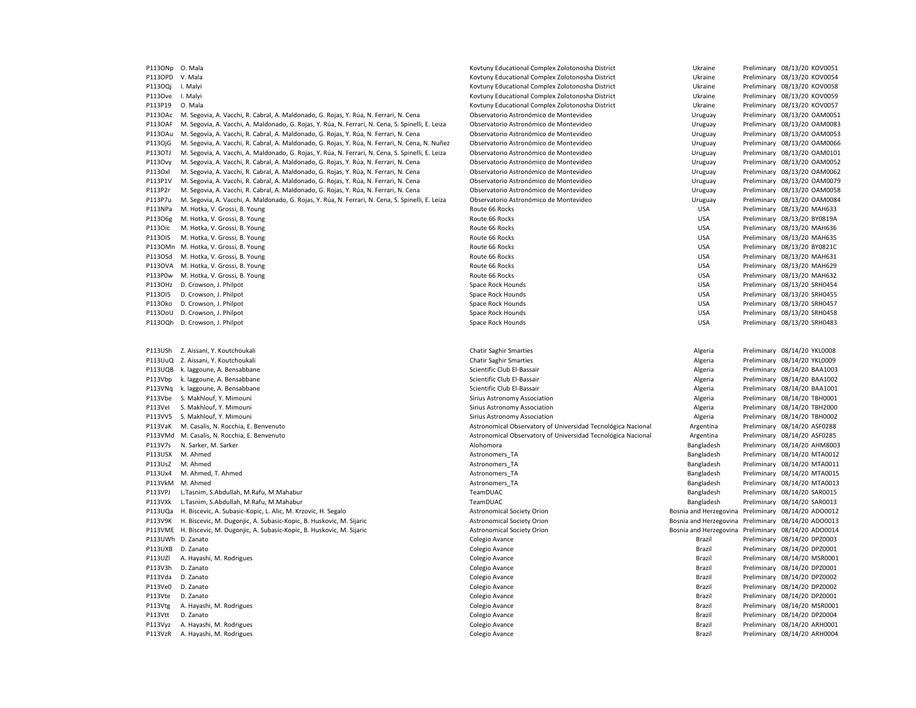| | | | | | | |
|---|---|---|---|---|---|---|
| P113ONp | O. Mala | Kovtuny Educational Complex Zolotonosha District | Ukraine | Preliminary | 08/13/20 | KOV0051 |
| P113OPD | V. Mala | Kovtuny Educational Complex Zolotonosha District | Ukraine | Preliminary | 08/13/20 | KOV0054 |
| P113OQj | I. Malyi | Kovtuny Educational Complex Zolotonosha District | Ukraine | Preliminary | 08/13/20 | KOV0058 |
| P113Ove | I. Malyi | Kovtuny Educational Complex Zolotonosha District | Ukraine | Preliminary | 08/13/20 | KOV0059 |
| P113P19 | O. Mala | Kovtuny Educational Complex Zolotonosha District | Ukraine | Preliminary | 08/13/20 | KOV0057 |
| P113OAc | M. Segovia, A. Vacchi, R. Cabral, A. Maldonado, G. Rojas, Y. Rúa, N. Ferrari, N. Cena | Observatorio Astronómico de Montevideo | Uruguay | Preliminary | 08/13/20 | OAM0051 |
| P113OAF | M. Segovia, A. Vacchi, A. Maldonado, G. Rojas, Y. Rúa, N. Ferrari, N. Cena, S. Spinelli, E. Leiza | Observatorio Astronómico de Montevideo | Uruguay | Preliminary | 08/13/20 | OAM0083 |
| P113OAu | M. Segovia, A. Vacchi, R. Cabral, A. Maldonado, G. Rojas, Y. Rúa, N. Ferrari, N. Cena | Observatorio Astronómico de Montevideo | Uruguay | Preliminary | 08/13/20 | OAM0053 |
| P113OjG | M. Segovia, A. Vacchi, R. Cabral, A. Maldonado, G. Rojas, Y. Rúa, N. Ferrari, N. Cena, N. Nuñez | Observatorio Astronómico de Montevideo | Uruguay | Preliminary | 08/13/20 | OAM0066 |
| P113OTJ | M. Segovia, A. Vacchi, A. Maldonado, G. Rojas, Y. Rúa, N. Ferrari, N. Cena, S. Spinelli, E. Leiza | Observatorio Astronómico de Montevideo | Uruguay | Preliminary | 08/13/20 | OAM0101 |
| P113Ovy | M. Segovia, A. Vacchi, R. Cabral, A. Maldonado, G. Rojas, Y. Rúa, N. Ferrari, N. Cena | Observatorio Astronómico de Montevideo | Uruguay | Preliminary | 08/13/20 | OAM0052 |
| P113Oxl | M. Segovia, A. Vacchi, R. Cabral, A. Maldonado, G. Rojas, Y. Rúa, N. Ferrari, N. Cena | Observatorio Astronómico de Montevideo | Uruguay | Preliminary | 08/13/20 | OAM0062 |
| P113P1V | M. Segovia, A. Vacchi, R. Cabral, A. Maldonado, G. Rojas, Y. Rúa, N. Ferrari, N. Cena | Observatorio Astronómico de Montevideo | Uruguay | Preliminary | 08/13/20 | OAM0079 |
| P113P2r | M. Segovia, A. Vacchi, R. Cabral, A. Maldonado, G. Rojas, Y. Rúa, N. Ferrari, N. Cena | Observatorio Astronómico de Montevideo | Uruguay | Preliminary | 08/13/20 | OAM0058 |
| P113P7u | M. Segovia, A. Vacchi, A. Maldonado, G. Rojas, Y. Rúa, N. Ferrari, N. Cena, S. Spinelli, E. Leiza | Observatorio Astronómico de Montevideo | Uruguay | Preliminary | 08/13/20 | OAM0084 |
| P113NPa | M. Hotka, V. Grossi, B. Young | Route 66 Rocks | USA | Preliminary | 08/13/20 | MAH633 |
| P113O6g | M. Hotka, V. Grossi, B. Young | Route 66 Rocks | USA | Preliminary | 08/13/20 | BY0819A |
| P113Oic | M. Hotka, V. Grossi, B. Young | Route 66 Rocks | USA | Preliminary | 08/13/20 | MAH636 |
| P113OlS | M. Hotka, V. Grossi, B. Young | Route 66 Rocks | USA | Preliminary | 08/13/20 | MAH635 |
| P113OMn | M. Hotka, V. Grossi, B. Young | Route 66 Rocks | USA | Preliminary | 08/13/20 | BY0821C |
| P113OSd | M. Hotka, V. Grossi, B. Young | Route 66 Rocks | USA | Preliminary | 08/13/20 | MAH631 |
| P113OVA | M. Hotka, V. Grossi, B. Young | Route 66 Rocks | USA | Preliminary | 08/13/20 | MAH629 |
| P113P0w | M. Hotka, V. Grossi, B. Young | Route 66 Rocks | USA | Preliminary | 08/13/20 | MAH632 |
| P113OHz | D. Crowson, J. Philpot | Space Rock Hounds | USA | Preliminary | 08/13/20 | SRH0454 |
| P113OI5 | D. Crowson, J. Philpot | Space Rock Hounds | USA | Preliminary | 08/13/20 | SRH0455 |
| P113Oko | D. Crowson, J. Philpot | Space Rock Hounds | USA | Preliminary | 08/13/20 | SRH0457 |
| P113OoU | D. Crowson, J. Philpot | Space Rock Hounds | USA | Preliminary | 08/13/20 | SRH0458 |
| P113OQh | D. Crowson, J. Philpot | Space Rock Hounds | USA | Preliminary | 08/13/20 | SRH0483 |
| | | | | | | |
| P113USh | Z. Aissani, Y. Koutchoukali | Chatir Saghir Smarties | Algeria | Preliminary | 08/14/20 | YKL0008 |
| P113UuQ | Z. Aissani, Y. Koutchoukali | Chatir Saghir Smarties | Algeria | Preliminary | 08/14/20 | YKL0009 |
| P113UQB | k. laggoune, A. Bensabbane | Scientific Club El-Bassair | Algeria | Preliminary | 08/14/20 | BAA1003 |
| P113Vbp | k. laggoune, A. Bensabbane | Scientific Club El-Bassair | Algeria | Preliminary | 08/14/20 | BAA1002 |
| P113VNq | k. laggoune, A. Bensabbane | Scientific Club El-Bassair | Algeria | Preliminary | 08/14/20 | BAA1001 |
| P113Vbe | S. Makhlouf, Y. Mimouni | Sirius Astronomy Association | Algeria | Preliminary | 08/14/20 | TBH0001 |
| P113VeI | S. Makhlouf, Y. Mimouni | Sirius Astronomy Association | Algeria | Preliminary | 08/14/20 | TBH2000 |
| P113VV5 | S. Makhlouf, Y. Mimouni | Sirius Astronomy Association | Algeria | Preliminary | 08/14/20 | TBH0002 |
| P113VaK | M. Casalis, N. Rocchia, E. Benvenuto | Astronomical Observatory of Universidad Tecnológica Nacional | Argentina | Preliminary | 08/14/20 | ASF0288 |
| P113VMd | M. Casalis, N. Rocchia, E. Benvenuto | Astronomical Observatory of Universidad Tecnológica Nacional | Argentina | Preliminary | 08/14/20 | ASF0285 |
| P113V7s | N. Sarker, M. Sarker | Alohomora | Bangladesh | Preliminary | 08/14/20 | AHM8003 |
| P113USX | M. Ahmed | Astronomers_TA | Bangladesh | Preliminary | 08/14/20 | MTA0012 |
| P113UsZ | M. Ahmed | Astronomers_TA | Bangladesh | Preliminary | 08/14/20 | MTA0011 |
| P113Ux4 | M. Ahmed, T. Ahmed | Astronomers_TA | Bangladesh | Preliminary | 08/14/20 | MTA0015 |
| P113VkM | M. Ahmed | Astronomers_TA | Bangladesh | Preliminary | 08/14/20 | MTA0013 |
| P113VPJ | L.Tasnim, S.Abdullah, M.Rafu, M.Mahabur | TeamDUAC | Bangladesh | Preliminary | 08/14/20 | SAR0015 |
| P113VXk | L.Tasnim, S.Abdullah, M.Rafu, M.Mahabur | TeamDUAC | Bangladesh | Preliminary | 08/14/20 | SAR0013 |
| P113UQa | H. Biscevic, A. Subasic-Kopic, L. Alic, M. Krzovic, H. Segalo | Astronomical Society Orion | Bosnia and Herzegovina | Preliminary | 08/14/20 | ADO0012 |
| P113V9K | H. Biscevic, M. Dugonjic, A. Subasic-Kopic, B. Huskovic, M. Sijaric | Astronomical Society Orion | Bosnia and Herzegovina | Preliminary | 08/14/20 | ADO0013 |
| P113VME | H. Biscevic, M. Dugonjic, A. Subasic-Kopic, B. Huskovic, M. Sijaric | Astronomical Society Orion | Bosnia and Herzegovina | Preliminary | 08/14/20 | ADO0014 |
| P113UWh | D. Zanato | Colegio Avance | Brazil | Preliminary | 08/14/20 | DPZ0003 |
| P113UXB | D. Zanato | Colegio Avance | Brazil | Preliminary | 08/14/20 | DPZ0001 |
| P113UZl | A. Hayashi, M. Rodrigues | Colegio Avance | Brazil | Preliminary | 08/14/20 | MSR0001 |
| P113V3h | D. Zanato | Colegio Avance | Brazil | Preliminary | 08/14/20 | DPZ0001 |
| P113Vda | D. Zanato | Colegio Avance | Brazil | Preliminary | 08/14/20 | DPZ0002 |
| P113Ve0 | D. Zanato | Colegio Avance | Brazil | Preliminary | 08/14/20 | DPZ0002 |
| P113Vte | D. Zanato | Colegio Avance | Brazil | Preliminary | 08/14/20 | DPZ0001 |
| P113Vtg | A. Hayashi, M. Rodrigues | Colegio Avance | Brazil | Preliminary | 08/14/20 | MSR0001 |
| P113Vtt | D. Zanato | Colegio Avance | Brazil | Preliminary | 08/14/20 | DPZ0004 |
| P113Vyz | A. Hayashi, M. Rodrigues | Colegio Avance | Brazil | Preliminary | 08/14/20 | ARH0001 |
| P113VzR | A. Hayashi, M. Rodrigues | Colegio Avance | Brazil | Preliminary | 08/14/20 | ARH0004 |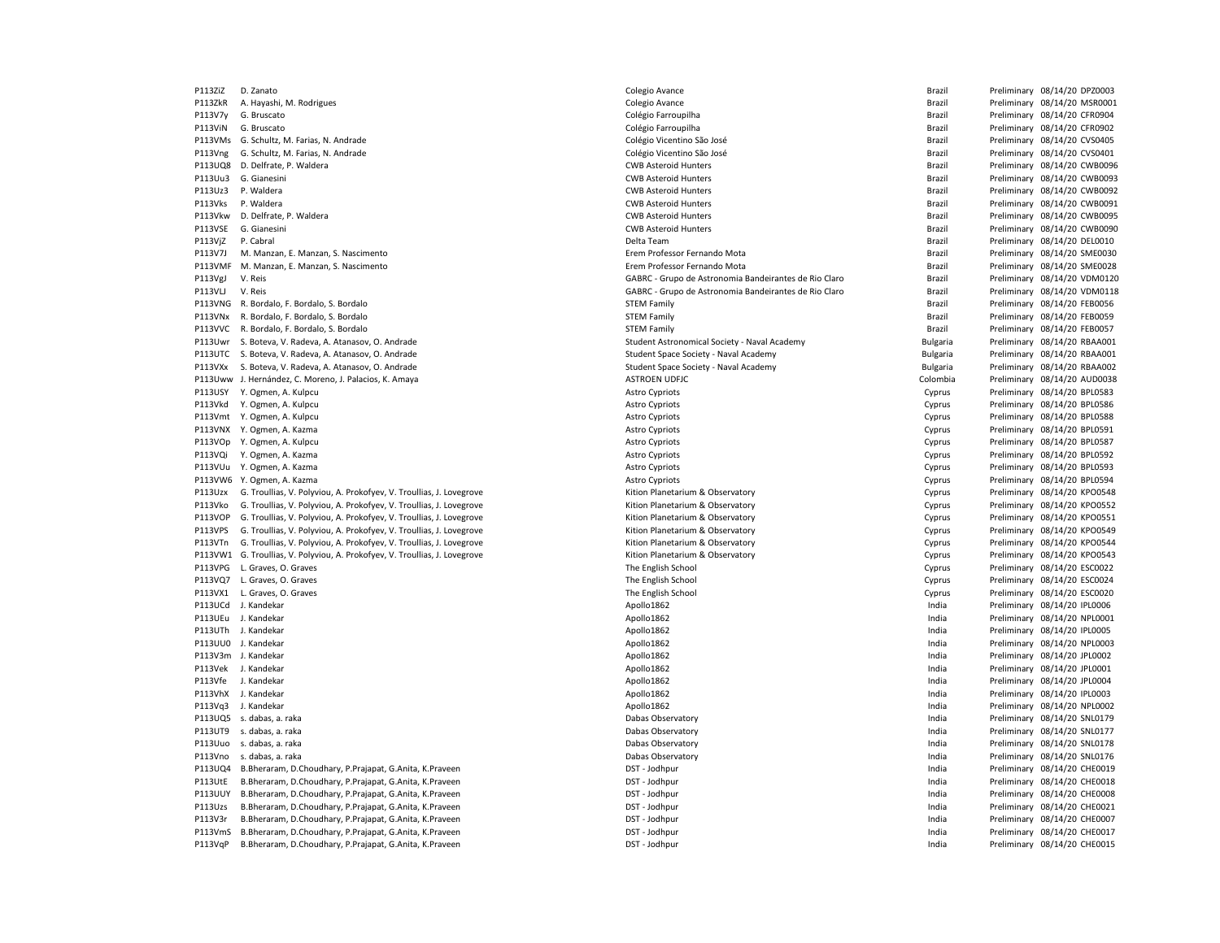| | | | | | | |
|---|---|---|---|---|---|---|
| P113ZiZ | D. Zanato | Colegio Avance | Brazil | Preliminary | 08/14/20 | DPZ0003 |
| P113ZkR | A. Hayashi, M. Rodrigues | Colegio Avance | Brazil | Preliminary | 08/14/20 | MSR0001 |
| P113V7y | G. Bruscato | Colégio Farroupilha | Brazil | Preliminary | 08/14/20 | CFR0904 |
| P113ViN | G. Bruscato | Colégio Farroupilha | Brazil | Preliminary | 08/14/20 | CFR0902 |
| P113VMs | G. Schultz, M. Farias, N. Andrade | Colégio Vicentino São José | Brazil | Preliminary | 08/14/20 | CVS0405 |
| P113Vng | G. Schultz, M. Farias, N. Andrade | Colégio Vicentino São José | Brazil | Preliminary | 08/14/20 | CVS0401 |
| P113UQ8 | D. Delfrate, P. Waldera | CWB Asteroid Hunters | Brazil | Preliminary | 08/14/20 | CWB0096 |
| P113Uu3 | G. Gianesini | CWB Asteroid Hunters | Brazil | Preliminary | 08/14/20 | CWB0093 |
| P113Uz3 | P. Waldera | CWB Asteroid Hunters | Brazil | Preliminary | 08/14/20 | CWB0092 |
| P113Vks | P. Waldera | CWB Asteroid Hunters | Brazil | Preliminary | 08/14/20 | CWB0091 |
| P113Vkw | D. Delfrate, P. Waldera | CWB Asteroid Hunters | Brazil | Preliminary | 08/14/20 | CWB0095 |
| P113VSE | G. Gianesini | CWB Asteroid Hunters | Brazil | Preliminary | 08/14/20 | CWB0090 |
| P113VjZ | P. Cabral | Delta Team | Brazil | Preliminary | 08/14/20 | DEL0010 |
| P113V7J | M. Manzan, E. Manzan, S. Nascimento | Erem Professor Fernando Mota | Brazil | Preliminary | 08/14/20 | SME0030 |
| P113VMF | M. Manzan, E. Manzan, S. Nascimento | Erem Professor Fernando Mota | Brazil | Preliminary | 08/14/20 | SME0028 |
| P113VgJ | V. Reis | GABRC - Grupo de Astronomia Bandeirantes de Rio Claro | Brazil | Preliminary | 08/14/20 | VDM0120 |
| P113VLJ | V. Reis | GABRC - Grupo de Astronomia Bandeirantes de Rio Claro | Brazil | Preliminary | 08/14/20 | VDM0118 |
| P113VNG | R. Bordalo, F. Bordalo, S. Bordalo | STEM Family | Brazil | Preliminary | 08/14/20 | FEB0056 |
| P113VNx | R. Bordalo, F. Bordalo, S. Bordalo | STEM Family | Brazil | Preliminary | 08/14/20 | FEB0059 |
| P113VVC | R. Bordalo, F. Bordalo, S. Bordalo | STEM Family | Brazil | Preliminary | 08/14/20 | FEB0057 |
| P113Uwr | S. Boteva, V. Radeva, A. Atanasov, O. Andrade | Student Astronomical Society - Naval Academy | Bulgaria | Preliminary | 08/14/20 | RBAA001 |
| P113UTC | S. Boteva, V. Radeva, A. Atanasov, O. Andrade | Student Space Society - Naval Academy | Bulgaria | Preliminary | 08/14/20 | RBAA001 |
| P113VXx | S. Boteva, V. Radeva, A. Atanasov, O. Andrade | Student Space Society - Naval Academy | Bulgaria | Preliminary | 08/14/20 | RBAA002 |
| P113Uww | J. Hernández, C. Moreno, J. Palacios, K. Amaya | ASTROEN UDFJC | Colombia | Preliminary | 08/14/20 | AUD0038 |
| P113USY | Y. Ogmen, A. Kulpcu | Astro Cypriots | Cyprus | Preliminary | 08/14/20 | BPL0583 |
| P113Vkd | Y. Ogmen, A. Kulpcu | Astro Cypriots | Cyprus | Preliminary | 08/14/20 | BPL0586 |
| P113Vmt | Y. Ogmen, A. Kulpcu | Astro Cypriots | Cyprus | Preliminary | 08/14/20 | BPL0588 |
| P113VNX | Y. Ogmen, A. Kazma | Astro Cypriots | Cyprus | Preliminary | 08/14/20 | BPL0591 |
| P113VOp | Y. Ogmen, A. Kulpcu | Astro Cypriots | Cyprus | Preliminary | 08/14/20 | BPL0587 |
| P113VQi | Y. Ogmen, A. Kazma | Astro Cypriots | Cyprus | Preliminary | 08/14/20 | BPL0592 |
| P113VUu | Y. Ogmen, A. Kazma | Astro Cypriots | Cyprus | Preliminary | 08/14/20 | BPL0593 |
| P113VW6 | Y. Ogmen, A. Kazma | Astro Cypriots | Cyprus | Preliminary | 08/14/20 | BPL0594 |
| P113Uzx | G. Troullias, V. Polyviou, A. Prokofyev, V. Troullias, J. Lovegrove | Kition Planetarium & Observatory | Cyprus | Preliminary | 08/14/20 | KPO0548 |
| P113Vko | G. Troullias, V. Polyviou, A. Prokofyev, V. Troullias, J. Lovegrove | Kition Planetarium & Observatory | Cyprus | Preliminary | 08/14/20 | KPO0552 |
| P113VOP | G. Troullias, V. Polyviou, A. Prokofyev, V. Troullias, J. Lovegrove | Kition Planetarium & Observatory | Cyprus | Preliminary | 08/14/20 | KPO0551 |
| P113VPS | G. Troullias, V. Polyviou, A. Prokofyev, V. Troullias, J. Lovegrove | Kition Planetarium & Observatory | Cyprus | Preliminary | 08/14/20 | KPO0549 |
| P113VTn | G. Troullias, V. Polyviou, A. Prokofyev, V. Troullias, J. Lovegrove | Kition Planetarium & Observatory | Cyprus | Preliminary | 08/14/20 | KPO0544 |
| P113VW1 | G. Troullias, V. Polyviou, A. Prokofyev, V. Troullias, J. Lovegrove | Kition Planetarium & Observatory | Cyprus | Preliminary | 08/14/20 | KPO0543 |
| P113VPG | L. Graves, O. Graves | The English School | Cyprus | Preliminary | 08/14/20 | ESC0022 |
| P113VQ7 | L. Graves, O. Graves | The English School | Cyprus | Preliminary | 08/14/20 | ESC0024 |
| P113VX1 | L. Graves, O. Graves | The English School | Cyprus | Preliminary | 08/14/20 | ESC0020 |
| P113UCd | J. Kandekar | Apollo1862 | India | Preliminary | 08/14/20 | IPL0006 |
| P113UEu | J. Kandekar | Apollo1862 | India | Preliminary | 08/14/20 | NPL0001 |
| P113UTh | J. Kandekar | Apollo1862 | India | Preliminary | 08/14/20 | IPL0005 |
| P113UU0 | J. Kandekar | Apollo1862 | India | Preliminary | 08/14/20 | NPL0003 |
| P113V3m | J. Kandekar | Apollo1862 | India | Preliminary | 08/14/20 | JPL0002 |
| P113Vek | J. Kandekar | Apollo1862 | India | Preliminary | 08/14/20 | JPL0001 |
| P113Vfe | J. Kandekar | Apollo1862 | India | Preliminary | 08/14/20 | JPL0004 |
| P113VhX | J. Kandekar | Apollo1862 | India | Preliminary | 08/14/20 | IPL0003 |
| P113Vq3 | J. Kandekar | Apollo1862 | India | Preliminary | 08/14/20 | NPL0002 |
| P113UQ5 | s. dabas, a. raka | Dabas Observatory | India | Preliminary | 08/14/20 | SNL0179 |
| P113UT9 | s. dabas, a. raka | Dabas Observatory | India | Preliminary | 08/14/20 | SNL0177 |
| P113Uuo | s. dabas, a. raka | Dabas Observatory | India | Preliminary | 08/14/20 | SNL0178 |
| P113Vno | s. dabas, a. raka | Dabas Observatory | India | Preliminary | 08/14/20 | SNL0176 |
| P113UQ4 | B.Bheraram, D.Choudhary, P.Prajapat, G.Anita, K.Praveen | DST - Jodhpur | India | Preliminary | 08/14/20 | CHE0019 |
| P113UtE | B.Bheraram, D.Choudhary, P.Prajapat, G.Anita, K.Praveen | DST - Jodhpur | India | Preliminary | 08/14/20 | CHE0018 |
| P113UUY | B.Bheraram, D.Choudhary, P.Prajapat, G.Anita, K.Praveen | DST - Jodhpur | India | Preliminary | 08/14/20 | CHE0008 |
| P113Uzs | B.Bheraram, D.Choudhary, P.Prajapat, G.Anita, K.Praveen | DST - Jodhpur | India | Preliminary | 08/14/20 | CHE0021 |
| P113V3r | B.Bheraram, D.Choudhary, P.Prajapat, G.Anita, K.Praveen | DST - Jodhpur | India | Preliminary | 08/14/20 | CHE0007 |
| P113VmS | B.Bheraram, D.Choudhary, P.Prajapat, G.Anita, K.Praveen | DST - Jodhpur | India | Preliminary | 08/14/20 | CHE0017 |
| P113VqP | B.Bheraram, D.Choudhary, P.Prajapat, G.Anita, K.Praveen | DST - Jodhpur | India | Preliminary | 08/14/20 | CHE0015 |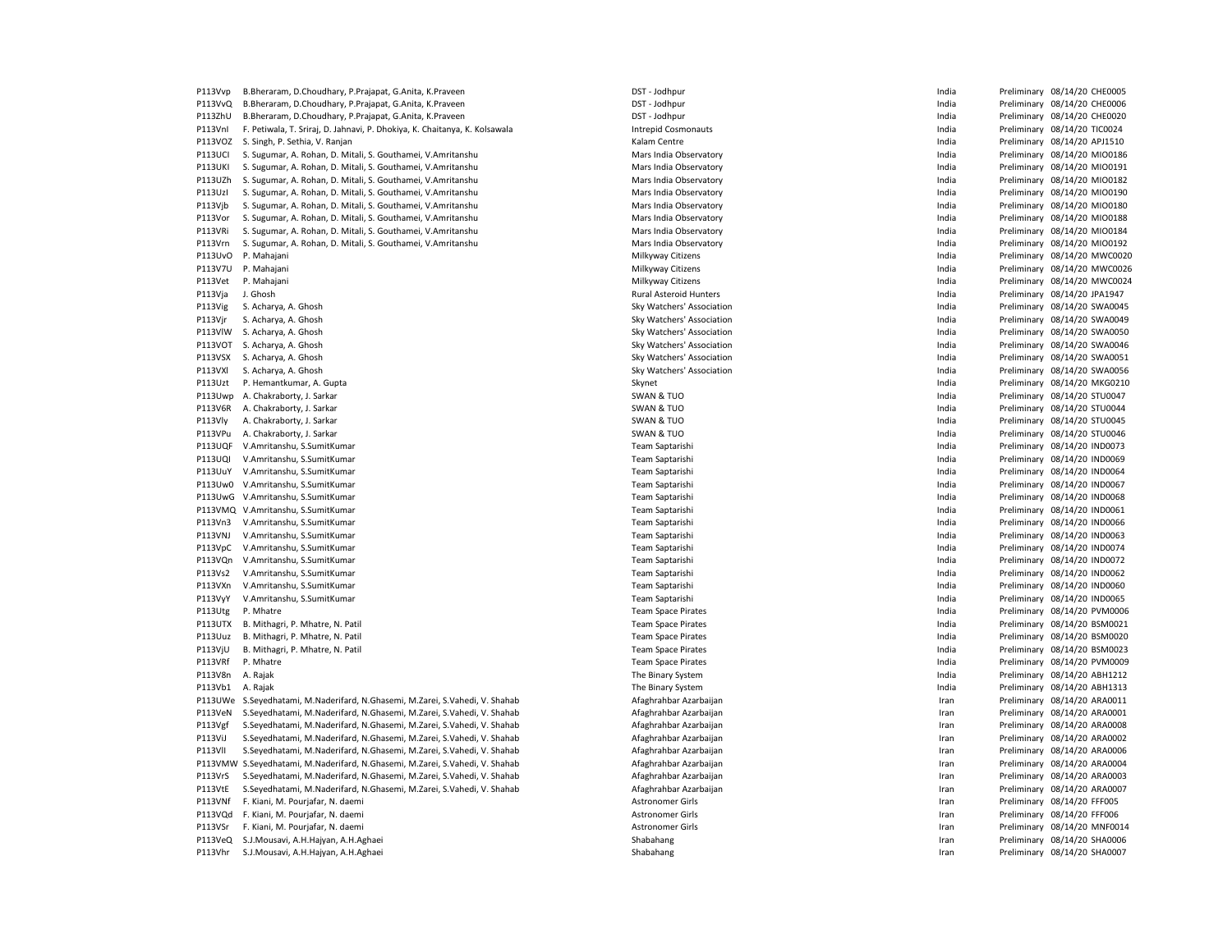| | | | | | | |
|---|---|---|---|---|---|---|
| P113Vvp | B.Bheraram, D.Choudhary, P.Prajapat, G.Anita, K.Praveen | DST - Jodhpur | India | Preliminary | 08/14/20 | CHE0005 |
| P113VvQ | B.Bheraram, D.Choudhary, P.Prajapat, G.Anita, K.Praveen | DST - Jodhpur | India | Preliminary | 08/14/20 | CHE0006 |
| P113ZhU | B.Bheraram, D.Choudhary, P.Prajapat, G.Anita, K.Praveen | DST - Jodhpur | India | Preliminary | 08/14/20 | CHE0020 |
| P113VnI | F. Petiwala, T. Sriraj, D. Jahnavi, P. Dhokiya, K. Chaitanya, K. Kolsawala | Intrepid Cosmonauts | India | Preliminary | 08/14/20 | TIC0024 |
| P113VOZ | S. Singh, P. Sethia, V. Ranjan | Kalam Centre | India | Preliminary | 08/14/20 | APJ1510 |
| P113UCI | S. Sugumar, A. Rohan, D. Mitali, S. Gouthamei, V.Amritanshu | Mars India Observatory | India | Preliminary | 08/14/20 | MIO0186 |
| P113UKI | S. Sugumar, A. Rohan, D. Mitali, S. Gouthamei, V.Amritanshu | Mars India Observatory | India | Preliminary | 08/14/20 | MIO0191 |
| P113UZh | S. Sugumar, A. Rohan, D. Mitali, S. Gouthamei, V.Amritanshu | Mars India Observatory | India | Preliminary | 08/14/20 | MIO0182 |
| P113UzI | S. Sugumar, A. Rohan, D. Mitali, S. Gouthamei, V.Amritanshu | Mars India Observatory | India | Preliminary | 08/14/20 | MIO0190 |
| P113Vjb | S. Sugumar, A. Rohan, D. Mitali, S. Gouthamei, V.Amritanshu | Mars India Observatory | India | Preliminary | 08/14/20 | MIO0180 |
| P113Vor | S. Sugumar, A. Rohan, D. Mitali, S. Gouthamei, V.Amritanshu | Mars India Observatory | India | Preliminary | 08/14/20 | MIO0188 |
| P113VRi | S. Sugumar, A. Rohan, D. Mitali, S. Gouthamei, V.Amritanshu | Mars India Observatory | India | Preliminary | 08/14/20 | MIO0184 |
| P113Vrn | S. Sugumar, A. Rohan, D. Mitali, S. Gouthamei, V.Amritanshu | Mars India Observatory | India | Preliminary | 08/14/20 | MIO0192 |
| P113UvO | P. Mahajani | Milkyway Citizens | India | Preliminary | 08/14/20 | MWC0020 |
| P113V7U | P. Mahajani | Milkyway Citizens | India | Preliminary | 08/14/20 | MWC0026 |
| P113Vet | P. Mahajani | Milkyway Citizens | India | Preliminary | 08/14/20 | MWC0024 |
| P113Vja | J. Ghosh | Rural Asteroid Hunters | India | Preliminary | 08/14/20 | JPA1947 |
| P113Vig | S. Acharya, A. Ghosh | Sky Watchers' Association | India | Preliminary | 08/14/20 | SWA0045 |
| P113Vjr | S. Acharya, A. Ghosh | Sky Watchers' Association | India | Preliminary | 08/14/20 | SWA0049 |
| P113VlW | S. Acharya, A. Ghosh | Sky Watchers' Association | India | Preliminary | 08/14/20 | SWA0050 |
| P113VOT | S. Acharya, A. Ghosh | Sky Watchers' Association | India | Preliminary | 08/14/20 | SWA0046 |
| P113VSX | S. Acharya, A. Ghosh | Sky Watchers' Association | India | Preliminary | 08/14/20 | SWA0051 |
| P113VXl | S. Acharya, A. Ghosh | Sky Watchers' Association | India | Preliminary | 08/14/20 | SWA0056 |
| P113Uzt | P. Hemantkumar, A. Gupta | Skynet | India | Preliminary | 08/14/20 | MKG0210 |
| P113Uwp | A. Chakraborty, J. Sarkar | SWAN & TUO | India | Preliminary | 08/14/20 | STU0047 |
| P113V6R | A. Chakraborty, J. Sarkar | SWAN & TUO | India | Preliminary | 08/14/20 | STU0044 |
| P113Vly | A. Chakraborty, J. Sarkar | SWAN & TUO | India | Preliminary | 08/14/20 | STU0045 |
| P113VPu | A. Chakraborty, J. Sarkar | SWAN & TUO | India | Preliminary | 08/14/20 | STU0046 |
| P113UQF | V.Amritanshu, S.SumitKumar | Team Saptarishi | India | Preliminary | 08/14/20 | IND0073 |
| P113UQI | V.Amritanshu, S.SumitKumar | Team Saptarishi | India | Preliminary | 08/14/20 | IND0069 |
| P113UuY | V.Amritanshu, S.SumitKumar | Team Saptarishi | India | Preliminary | 08/14/20 | IND0064 |
| P113Uw0 | V.Amritanshu, S.SumitKumar | Team Saptarishi | India | Preliminary | 08/14/20 | IND0067 |
| P113UwG | V.Amritanshu, S.SumitKumar | Team Saptarishi | India | Preliminary | 08/14/20 | IND0068 |
| P113VMQ | V.Amritanshu, S.SumitKumar | Team Saptarishi | India | Preliminary | 08/14/20 | IND0061 |
| P113Vn3 | V.Amritanshu, S.SumitKumar | Team Saptarishi | India | Preliminary | 08/14/20 | IND0066 |
| P113VNJ | V.Amritanshu, S.SumitKumar | Team Saptarishi | India | Preliminary | 08/14/20 | IND0063 |
| P113VpC | V.Amritanshu, S.SumitKumar | Team Saptarishi | India | Preliminary | 08/14/20 | IND0074 |
| P113VQn | V.Amritanshu, S.SumitKumar | Team Saptarishi | India | Preliminary | 08/14/20 | IND0072 |
| P113Vs2 | V.Amritanshu, S.SumitKumar | Team Saptarishi | India | Preliminary | 08/14/20 | IND0062 |
| P113VXn | V.Amritanshu, S.SumitKumar | Team Saptarishi | India | Preliminary | 08/14/20 | IND0060 |
| P113VyY | V.Amritanshu, S.SumitKumar | Team Saptarishi | India | Preliminary | 08/14/20 | IND0065 |
| P113Utg | P. Mhatre | Team Space Pirates | India | Preliminary | 08/14/20 | PVM0006 |
| P113UTX | B. Mithagri, P. Mhatre, N. Patil | Team Space Pirates | India | Preliminary | 08/14/20 | BSM0021 |
| P113Uuz | B. Mithagri, P. Mhatre, N. Patil | Team Space Pirates | India | Preliminary | 08/14/20 | BSM0020 |
| P113VjU | B. Mithagri, P. Mhatre, N. Patil | Team Space Pirates | India | Preliminary | 08/14/20 | BSM0023 |
| P113VRf | P. Mhatre | Team Space Pirates | India | Preliminary | 08/14/20 | PVM0009 |
| P113V8n | A. Rajak | The Binary System | India | Preliminary | 08/14/20 | ABH1212 |
| P113Vb1 | A. Rajak | The Binary System | India | Preliminary | 08/14/20 | ABH1313 |
| P113UWe | S.Seyedhatami, M.Naderifard, N.Ghasemi, M.Zarei, S.Vahedi, V. Shahab | Afaghrahbar Azarbaijan | Iran | Preliminary | 08/14/20 | ARA0011 |
| P113VeN | S.Seyedhatami, M.Naderifard, N.Ghasemi, M.Zarei, S.Vahedi, V. Shahab | Afaghrahbar Azarbaijan | Iran | Preliminary | 08/14/20 | ARA0001 |
| P113Vgf | S.Seyedhatami, M.Naderifard, N.Ghasemi, M.Zarei, S.Vahedi, V. Shahab | Afaghrahbar Azarbaijan | Iran | Preliminary | 08/14/20 | ARA0008 |
| P113ViJ | S.Seyedhatami, M.Naderifard, N.Ghasemi, M.Zarei, S.Vahedi, V. Shahab | Afaghrahbar Azarbaijan | Iran | Preliminary | 08/14/20 | ARA0002 |
| P113Vll | S.Seyedhatami, M.Naderifard, N.Ghasemi, M.Zarei, S.Vahedi, V. Shahab | Afaghrahbar Azarbaijan | Iran | Preliminary | 08/14/20 | ARA0006 |
| P113VMW | S.Seyedhatami, M.Naderifard, N.Ghasemi, M.Zarei, S.Vahedi, V. Shahab | Afaghrahbar Azarbaijan | Iran | Preliminary | 08/14/20 | ARA0004 |
| P113VrS | S.Seyedhatami, M.Naderifard, N.Ghasemi, M.Zarei, S.Vahedi, V. Shahab | Afaghrahbar Azarbaijan | Iran | Preliminary | 08/14/20 | ARA0003 |
| P113VtE | S.Seyedhatami, M.Naderifard, N.Ghasemi, M.Zarei, S.Vahedi, V. Shahab | Afaghrahbar Azarbaijan | Iran | Preliminary | 08/14/20 | ARA0007 |
| P113VNf | F. Kiani, M. Pourjafar, N. daemi | Astronomer Girls | Iran | Preliminary | 08/14/20 | FFF005 |
| P113VQd | F. Kiani, M. Pourjafar, N. daemi | Astronomer Girls | Iran | Preliminary | 08/14/20 | FFF006 |
| P113VSr | F. Kiani, M. Pourjafar, N. daemi | Astronomer Girls | Iran | Preliminary | 08/14/20 | MNF0014 |
| P113VeQ | S.J.Mousavi, A.H.Hajyan, A.H.Aghaei | Shabahang | Iran | Preliminary | 08/14/20 | SHA0006 |
| P113Vhr | S.J.Mousavi, A.H.Hajyan, A.H.Aghaei | Shabahang | Iran | Preliminary | 08/14/20 | SHA0007 |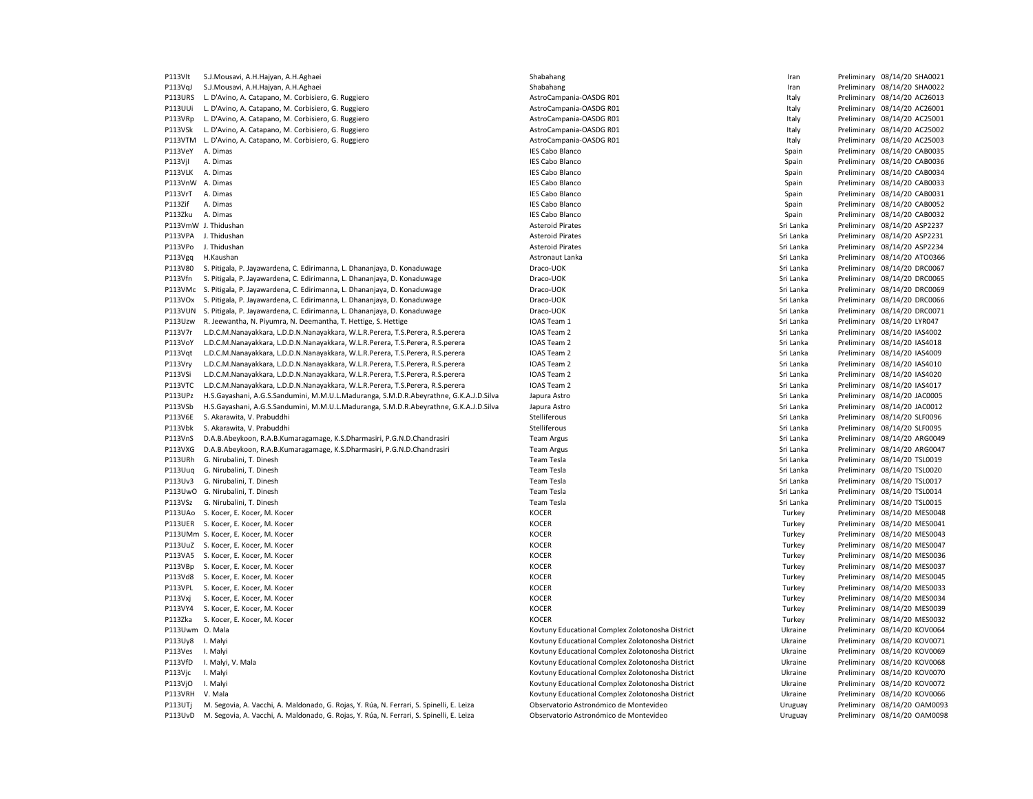| | | | | | | |
|---|---|---|---|---|---|---|
| P113Vlt | S.J.Mousavi, A.H.Hajyan, A.H.Aghaei | Shabahang | Iran | Preliminary | 08/14/20 | SHA0021 |
| P113VqJ | S.J.Mousavi, A.H.Hajyan, A.H.Aghaei | Shabahang | Iran | Preliminary | 08/14/20 | SHA0022 |
| P113URS | L. D'Avino, A. Catapano, M. Corbisiero, G. Ruggiero | AstroCampania-OASDG R01 | Italy | Preliminary | 08/14/20 | AC26013 |
| P113UUi | L. D'Avino, A. Catapano, M. Corbisiero, G. Ruggiero | AstroCampania-OASDG R01 | Italy | Preliminary | 08/14/20 | AC26001 |
| P113VRp | L. D'Avino, A. Catapano, M. Corbisiero, G. Ruggiero | AstroCampania-OASDG R01 | Italy | Preliminary | 08/14/20 | AC25001 |
| P113VSk | L. D'Avino, A. Catapano, M. Corbisiero, G. Ruggiero | AstroCampania-OASDG R01 | Italy | Preliminary | 08/14/20 | AC25002 |
| P113VTM | L. D'Avino, A. Catapano, M. Corbisiero, G. Ruggiero | AstroCampania-OASDG R01 | Italy | Preliminary | 08/14/20 | AC25003 |
| P113VeY | A. Dimas | IES Cabo Blanco | Spain | Preliminary | 08/14/20 | CAB0035 |
| P113VjI | A. Dimas | IES Cabo Blanco | Spain | Preliminary | 08/14/20 | CAB0036 |
| P113VLK | A. Dimas | IES Cabo Blanco | Spain | Preliminary | 08/14/20 | CAB0034 |
| P113VnW | A. Dimas | IES Cabo Blanco | Spain | Preliminary | 08/14/20 | CAB0033 |
| P113VrT | A. Dimas | IES Cabo Blanco | Spain | Preliminary | 08/14/20 | CAB0031 |
| P113Zif | A. Dimas | IES Cabo Blanco | Spain | Preliminary | 08/14/20 | CAB0052 |
| P113Zku | A. Dimas | IES Cabo Blanco | Spain | Preliminary | 08/14/20 | CAB0032 |
| P113VmW | J. Thidushan | Asteroid Pirates | Sri Lanka | Preliminary | 08/14/20 | ASP2237 |
| P113VPA | J. Thidushan | Asteroid Pirates | Sri Lanka | Preliminary | 08/14/20 | ASP2231 |
| P113VPo | J. Thidushan | Asteroid Pirates | Sri Lanka | Preliminary | 08/14/20 | ASP2234 |
| P113Vgq | H.Kaushan | Astronaut Lanka | Sri Lanka | Preliminary | 08/14/20 | ATO0366 |
| P113V80 | S. Pitigala, P. Jayawardena, C. Edirimanna, L. Dhananjaya, D. Konaduwage | Draco-UOK | Sri Lanka | Preliminary | 08/14/20 | DRC0067 |
| P113Vfn | S. Pitigala, P. Jayawardena, C. Edirimanna, L. Dhananjaya, D. Konaduwage | Draco-UOK | Sri Lanka | Preliminary | 08/14/20 | DRC0065 |
| P113VMc | S. Pitigala, P. Jayawardena, C. Edirimanna, L. Dhananjaya, D. Konaduwage | Draco-UOK | Sri Lanka | Preliminary | 08/14/20 | DRC0069 |
| P113VOx | S. Pitigala, P. Jayawardena, C. Edirimanna, L. Dhananjaya, D. Konaduwage | Draco-UOK | Sri Lanka | Preliminary | 08/14/20 | DRC0066 |
| P113VUN | S. Pitigala, P. Jayawardena, C. Edirimanna, L. Dhananjaya, D. Konaduwage | Draco-UOK | Sri Lanka | Preliminary | 08/14/20 | DRC0071 |
| P113Uzw | R. Jeewantha, N. Piyumra, N. Deemantha, T. Hettige, S. Hettige | IOAS Team 1 | Sri Lanka | Preliminary | 08/14/20 | LYR047 |
| P113V7r | L.D.C.M.Nanayakkara, L.D.D.N.Nanayakkara, W.L.R.Perera, T.S.Perera, R.S.perera | IOAS Team 2 | Sri Lanka | Preliminary | 08/14/20 | IAS4002 |
| P113VoY | L.D.C.M.Nanayakkara, L.D.D.N.Nanayakkara, W.L.R.Perera, T.S.Perera, R.S.perera | IOAS Team 2 | Sri Lanka | Preliminary | 08/14/20 | IAS4018 |
| P113Vqt | L.D.C.M.Nanayakkara, L.D.D.N.Nanayakkara, W.L.R.Perera, T.S.Perera, R.S.perera | IOAS Team 2 | Sri Lanka | Preliminary | 08/14/20 | IAS4009 |
| P113Vry | L.D.C.M.Nanayakkara, L.D.D.N.Nanayakkara, W.L.R.Perera, T.S.Perera, R.S.perera | IOAS Team 2 | Sri Lanka | Preliminary | 08/14/20 | IAS4010 |
| P113VSi | L.D.C.M.Nanayakkara, L.D.D.N.Nanayakkara, W.L.R.Perera, T.S.Perera, R.S.perera | IOAS Team 2 | Sri Lanka | Preliminary | 08/14/20 | IAS4020 |
| P113VTC | L.D.C.M.Nanayakkara, L.D.D.N.Nanayakkara, W.L.R.Perera, T.S.Perera, R.S.perera | IOAS Team 2 | Sri Lanka | Preliminary | 08/14/20 | IAS4017 |
| P113UPz | H.S.Gayashani, A.G.S.Sandumini, M.M.U.L.Maduranga, S.M.D.R.Abeyrathne, G.K.A.J.D.Silva | Japura Astro | Sri Lanka | Preliminary | 08/14/20 | JAC0005 |
| P113VSb | H.S.Gayashani, A.G.S.Sandumini, M.M.U.L.Maduranga, S.M.D.R.Abeyrathne, G.K.A.J.D.Silva | Japura Astro | Sri Lanka | Preliminary | 08/14/20 | JAC0012 |
| P113V6E | S. Akarawita, V. Prabuddhi | Stelliferous | Sri Lanka | Preliminary | 08/14/20 | SLF0096 |
| P113Vbk | S. Akarawita, V. Prabuddhi | Stelliferous | Sri Lanka | Preliminary | 08/14/20 | SLF0095 |
| P113VnS | D.A.B.Abeykoon, R.A.B.Kumaragamage, K.S.Dharmasiri, P.G.N.D.Chandrasiri | Team Argus | Sri Lanka | Preliminary | 08/14/20 | ARG0049 |
| P113VXG | D.A.B.Abeykoon, R.A.B.Kumaragamage, K.S.Dharmasiri, P.G.N.D.Chandrasiri | Team Argus | Sri Lanka | Preliminary | 08/14/20 | ARG0047 |
| P113URh | G. Nirubalini, T. Dinesh | Team Tesla | Sri Lanka | Preliminary | 08/14/20 | TSL0019 |
| P113Uuq | G. Nirubalini, T. Dinesh | Team Tesla | Sri Lanka | Preliminary | 08/14/20 | TSL0020 |
| P113Uv3 | G. Nirubalini, T. Dinesh | Team Tesla | Sri Lanka | Preliminary | 08/14/20 | TSL0017 |
| P113UwO | G. Nirubalini, T. Dinesh | Team Tesla | Sri Lanka | Preliminary | 08/14/20 | TSL0014 |
| P113VSz | G. Nirubalini, T. Dinesh | Team Tesla | Sri Lanka | Preliminary | 08/14/20 | TSL0015 |
| P113UAo | S. Kocer, E. Kocer, M. Kocer | KOCER | Turkey | Preliminary | 08/14/20 | MES0048 |
| P113UER | S. Kocer, E. Kocer, M. Kocer | KOCER | Turkey | Preliminary | 08/14/20 | MES0041 |
| P113UMm | S. Kocer, E. Kocer, M. Kocer | KOCER | Turkey | Preliminary | 08/14/20 | MES0043 |
| P113UuZ | S. Kocer, E. Kocer, M. Kocer | KOCER | Turkey | Preliminary | 08/14/20 | MES0047 |
| P113VA5 | S. Kocer, E. Kocer, M. Kocer | KOCER | Turkey | Preliminary | 08/14/20 | MES0036 |
| P113VBp | S. Kocer, E. Kocer, M. Kocer | KOCER | Turkey | Preliminary | 08/14/20 | MES0037 |
| P113Vd8 | S. Kocer, E. Kocer, M. Kocer | KOCER | Turkey | Preliminary | 08/14/20 | MES0045 |
| P113VPL | S. Kocer, E. Kocer, M. Kocer | KOCER | Turkey | Preliminary | 08/14/20 | MES0033 |
| P113Vxj | S. Kocer, E. Kocer, M. Kocer | KOCER | Turkey | Preliminary | 08/14/20 | MES0034 |
| P113VY4 | S. Kocer, E. Kocer, M. Kocer | KOCER | Turkey | Preliminary | 08/14/20 | MES0039 |
| P113Zka | S. Kocer, E. Kocer, M. Kocer | KOCER | Turkey | Preliminary | 08/14/20 | MES0032 |
| P113Uwm | O. Mala | Kovtuny Educational Complex Zolotonosha District | Ukraine | Preliminary | 08/14/20 | KOV0064 |
| P113Uy8 | I. Malyi | Kovtuny Educational Complex Zolotonosha District | Ukraine | Preliminary | 08/14/20 | KOV0071 |
| P113Ves | I. Malyi | Kovtuny Educational Complex Zolotonosha District | Ukraine | Preliminary | 08/14/20 | KOV0069 |
| P113VfD | I. Malyi, V. Mala | Kovtuny Educational Complex Zolotonosha District | Ukraine | Preliminary | 08/14/20 | KOV0068 |
| P113Vjc | I. Malyi | Kovtuny Educational Complex Zolotonosha District | Ukraine | Preliminary | 08/14/20 | KOV0070 |
| P113VjO | I. Malyi | Kovtuny Educational Complex Zolotonosha District | Ukraine | Preliminary | 08/14/20 | KOV0072 |
| P113VRH | V. Mala | Kovtuny Educational Complex Zolotonosha District | Ukraine | Preliminary | 08/14/20 | KOV0066 |
| P113UTj | M. Segovia, A. Vacchi, A. Maldonado, G. Rojas, Y. Rúa, N. Ferrari, S. Spinelli, E. Leiza | Observatorio Astronómico de Montevideo | Uruguay | Preliminary | 08/14/20 | OAM0093 |
| P113UvD | M. Segovia, A. Vacchi, A. Maldonado, G. Rojas, Y. Rúa, N. Ferrari, S. Spinelli, E. Leiza | Observatorio Astronómico de Montevideo | Uruguay | Preliminary | 08/14/20 | OAM0098 |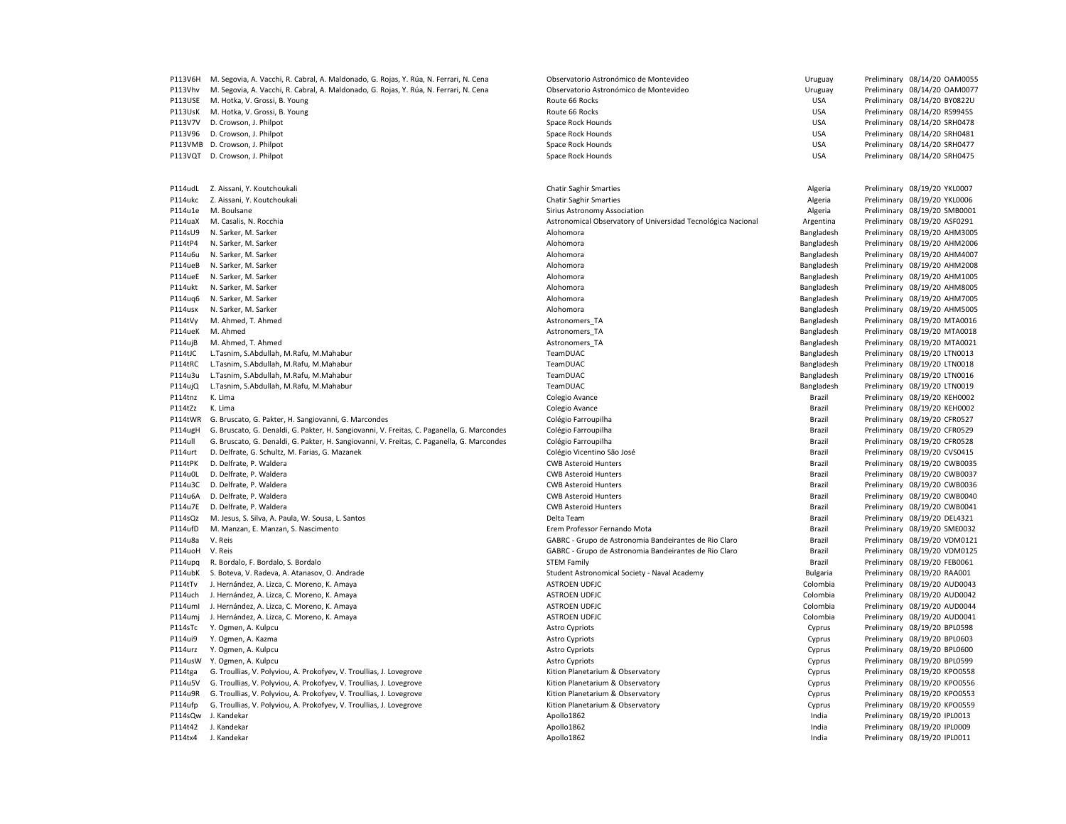| | | | | | | |
|---|---|---|---|---|---|---|
| P113V6H | M. Segovia, A. Vacchi, R. Cabral, A. Maldonado, G. Rojas, Y. Rúa, N. Ferrari, N. Cena | Observatorio Astronómico de Montevideo | Uruguay | Preliminary | 08/14/20 | OAM0055 |
| P113Vhv | M. Segovia, A. Vacchi, R. Cabral, A. Maldonado, G. Rojas, Y. Rúa, N. Ferrari, N. Cena | Observatorio Astronómico de Montevideo | Uruguay | Preliminary | 08/14/20 | OAM0077 |
| P113USE | M. Hotka, V. Grossi, B. Young | Route 66 Rocks | USA | Preliminary | 08/14/20 | BY0822U |
| P113UsK | M. Hotka, V. Grossi, B. Young | Route 66 Rocks | USA | Preliminary | 08/14/20 | RS9945S |
| P113V7V | D. Crowson, J. Philpot | Space Rock Hounds | USA | Preliminary | 08/14/20 | SRH0478 |
| P113V96 | D. Crowson, J. Philpot | Space Rock Hounds | USA | Preliminary | 08/14/20 | SRH0481 |
| P113VMB | D. Crowson, J. Philpot | Space Rock Hounds | USA | Preliminary | 08/14/20 | SRH0477 |
| P113VQT | D. Crowson, J. Philpot | Space Rock Hounds | USA | Preliminary | 08/14/20 | SRH0475 |

| | | | | | | |
|---|---|---|---|---|---|---|
| P114udL | Z. Aissani, Y. Koutchoukali | Chatir Saghir Smarties | Algeria | Preliminary | 08/19/20 | YKL0007 |
| P114ukc | Z. Aissani, Y. Koutchoukali | Chatir Saghir Smarties | Algeria | Preliminary | 08/19/20 | YKL0006 |
| P114u1e | M. Boulsane | Sirius Astronomy Association | Algeria | Preliminary | 08/19/20 | SMB0001 |
| P114uaX | M. Casalis, N. Rocchia | Astronomical Observatory of Universidad Tecnológica Nacional | Argentina | Preliminary | 08/19/20 | ASF0291 |
| P114sU9 | N. Sarker, M. Sarker | Alohomora | Bangladesh | Preliminary | 08/19/20 | AHM3005 |
| P114tP4 | N. Sarker, M. Sarker | Alohomora | Bangladesh | Preliminary | 08/19/20 | AHM2006 |
| P114u6u | N. Sarker, M. Sarker | Alohomora | Bangladesh | Preliminary | 08/19/20 | AHM4007 |
| P114ueB | N. Sarker, M. Sarker | Alohomora | Bangladesh | Preliminary | 08/19/20 | AHM2008 |
| P114ueE | N. Sarker, M. Sarker | Alohomora | Bangladesh | Preliminary | 08/19/20 | AHM1005 |
| P114ukt | N. Sarker, M. Sarker | Alohomora | Bangladesh | Preliminary | 08/19/20 | AHM8005 |
| P114uq6 | N. Sarker, M. Sarker | Alohomora | Bangladesh | Preliminary | 08/19/20 | AHM7005 |
| P114usx | N. Sarker, M. Sarker | Alohomora | Bangladesh | Preliminary | 08/19/20 | AHM5005 |
| P114tVy | M. Ahmed, T. Ahmed | Astronomers_TA | Bangladesh | Preliminary | 08/19/20 | MTA0016 |
| P114ueK | M. Ahmed | Astronomers_TA | Bangladesh | Preliminary | 08/19/20 | MTA0018 |
| P114ujB | M. Ahmed, T. Ahmed | Astronomers_TA | Bangladesh | Preliminary | 08/19/20 | MTA0021 |
| P114tJC | L.Tasnim, S.Abdullah, M.Rafu, M.Mahabur | TeamDUAC | Bangladesh | Preliminary | 08/19/20 | LTN0013 |
| P114tRC | L.Tasnim, S.Abdullah, M.Rafu, M.Mahabur | TeamDUAC | Bangladesh | Preliminary | 08/19/20 | LTN0018 |
| P114u3u | L.Tasnim, S.Abdullah, M.Rafu, M.Mahabur | TeamDUAC | Bangladesh | Preliminary | 08/19/20 | LTN0016 |
| P114ujQ | L.Tasnim, S.Abdullah, M.Rafu, M.Mahabur | TeamDUAC | Bangladesh | Preliminary | 08/19/20 | LTN0019 |
| P114tnz | K. Lima | Colegio Avance | Brazil | Preliminary | 08/19/20 | KEH0002 |
| P114tZz | K. Lima | Colegio Avance | Brazil | Preliminary | 08/19/20 | KEH0002 |
| P114tWR | G. Bruscato, G. Pakter, H. Sangiovanni, G. Marcondes | Colégio Farroupilha | Brazil | Preliminary | 08/19/20 | CFR0527 |
| P114ugH | G. Bruscato, G. Denaldi, G. Pakter, H. Sangiovanni, V. Freitas, C. Paganella, G. Marcondes | Colégio Farroupilha | Brazil | Preliminary | 08/19/20 | CFR0529 |
| P114ull | G. Bruscato, G. Denaldi, G. Pakter, H. Sangiovanni, V. Freitas, C. Paganella, G. Marcondes | Colégio Farroupilha | Brazil | Preliminary | 08/19/20 | CFR0528 |
| P114urt | D. Delfrate, G. Schultz, M. Farias, G. Mazanek | Colégio Vicentino São José | Brazil | Preliminary | 08/19/20 | CVS0415 |
| P114tPK | D. Delfrate, P. Waldera | CWB Asteroid Hunters | Brazil | Preliminary | 08/19/20 | CWB0035 |
| P114u0L | D. Delfrate, P. Waldera | CWB Asteroid Hunters | Brazil | Preliminary | 08/19/20 | CWB0037 |
| P114u3C | D. Delfrate, P. Waldera | CWB Asteroid Hunters | Brazil | Preliminary | 08/19/20 | CWB0036 |
| P114u6A | D. Delfrate, P. Waldera | CWB Asteroid Hunters | Brazil | Preliminary | 08/19/20 | CWB0040 |
| P114u7E | D. Delfrate, P. Waldera | CWB Asteroid Hunters | Brazil | Preliminary | 08/19/20 | CWB0041 |
| P114sQz | M. Jesus, S. Silva, A. Paula, W. Sousa, L. Santos | Delta Team | Brazil | Preliminary | 08/19/20 | DEL4321 |
| P114ufD | M. Manzan, E. Manzan, S. Nascimento | Erem Professor Fernando Mota | Brazil | Preliminary | 08/19/20 | SME0032 |
| P114u8a | V. Reis | GABRC - Grupo de Astronomia Bandeirantes de Rio Claro | Brazil | Preliminary | 08/19/20 | VDM0121 |
| P114uoH | V. Reis | GABRC - Grupo de Astronomia Bandeirantes de Rio Claro | Brazil | Preliminary | 08/19/20 | VDM0125 |
| P114upq | R. Bordalo, F. Bordalo, S. Bordalo | STEM Family | Brazil | Preliminary | 08/19/20 | FEB0061 |
| P114ubK | S. Boteva, V. Radeva, A. Atanasov, O. Andrade | Student Astronomical Society - Naval Academy | Bulgaria | Preliminary | 08/19/20 | RAA001 |
| P114tTv | J. Hernández, A. Lizca, C. Moreno, K. Amaya | ASTROEN UDFJC | Colombia | Preliminary | 08/19/20 | AUD0043 |
| P114uch | J. Hernández, A. Lizca, C. Moreno, K. Amaya | ASTROEN UDFJC | Colombia | Preliminary | 08/19/20 | AUD0042 |
| P114uml | J. Hernández, A. Lizca, C. Moreno, K. Amaya | ASTROEN UDFJC | Colombia | Preliminary | 08/19/20 | AUD0044 |
| P114umj | J. Hernández, A. Lizca, C. Moreno, K. Amaya | ASTROEN UDFJC | Colombia | Preliminary | 08/19/20 | AUD0041 |
| P114sTc | Y. Ogmen, A. Kulpcu | Astro Cypriots | Cyprus | Preliminary | 08/19/20 | BPL0598 |
| P114ui9 | Y. Ogmen, A. Kazma | Astro Cypriots | Cyprus | Preliminary | 08/19/20 | BPL0603 |
| P114urz | Y. Ogmen, A. Kulpcu | Astro Cypriots | Cyprus | Preliminary | 08/19/20 | BPL0600 |
| P114usW | Y. Ogmen, A. Kulpcu | Astro Cypriots | Cyprus | Preliminary | 08/19/20 | BPL0599 |
| P114tga | G. Troullias, V. Polyviou, A. Prokofyev, V. Troullias, J. Lovegrove | Kition Planetarium & Observatory | Cyprus | Preliminary | 08/19/20 | KPO0558 |
| P114u5V | G. Troullias, V. Polyviou, A. Prokofyev, V. Troullias, J. Lovegrove | Kition Planetarium & Observatory | Cyprus | Preliminary | 08/19/20 | KPO0556 |
| P114u9R | G. Troullias, V. Polyviou, A. Prokofyev, V. Troullias, J. Lovegrove | Kition Planetarium & Observatory | Cyprus | Preliminary | 08/19/20 | KPO0553 |
| P114ufp | G. Troullias, V. Polyviou, A. Prokofyev, V. Troullias, J. Lovegrove | Kition Planetarium & Observatory | Cyprus | Preliminary | 08/19/20 | KPO0559 |
| P114sQw | J. Kandekar | Apollo1862 | India | Preliminary | 08/19/20 | IPL0013 |
| P114t42 | J. Kandekar | Apollo1862 | India | Preliminary | 08/19/20 | IPL0009 |
| P114tx4 | J. Kandekar | Apollo1862 | India | Preliminary | 08/19/20 | IPL0011 |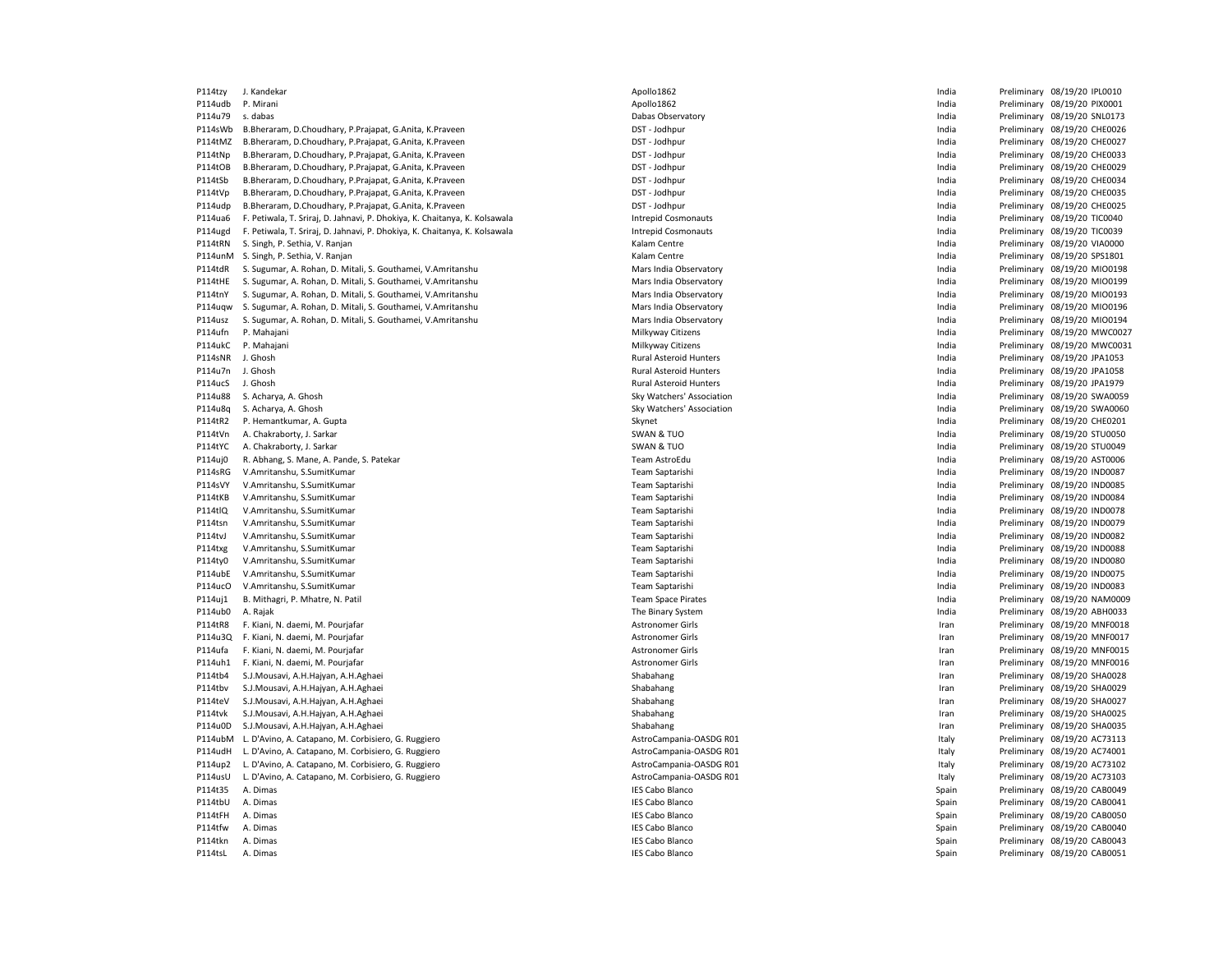| | | | | | | |
|---|---|---|---|---|---|---|
| P114tzy | J. Kandekar | Apollo1862 | India | Preliminary | 08/19/20 | IPL0010 |
| P114udb | P. Mirani | Apollo1862 | India | Preliminary | 08/19/20 | PIX0001 |
| P114u79 | s. dabas | Dabas Observatory | India | Preliminary | 08/19/20 | SNL0173 |
| P114sWb | B.Bheraram, D.Choudhary, P.Prajapat, G.Anita, K.Praveen | DST - Jodhpur | India | Preliminary | 08/19/20 | CHE0026 |
| P114tMZ | B.Bheraram, D.Choudhary, P.Prajapat, G.Anita, K.Praveen | DST - Jodhpur | India | Preliminary | 08/19/20 | CHE0027 |
| P114tNp | B.Bheraram, D.Choudhary, P.Prajapat, G.Anita, K.Praveen | DST - Jodhpur | India | Preliminary | 08/19/20 | CHE0033 |
| P114tOB | B.Bheraram, D.Choudhary, P.Prajapat, G.Anita, K.Praveen | DST - Jodhpur | India | Preliminary | 08/19/20 | CHE0029 |
| P114tSb | B.Bheraram, D.Choudhary, P.Prajapat, G.Anita, K.Praveen | DST - Jodhpur | India | Preliminary | 08/19/20 | CHE0034 |
| P114tVp | B.Bheraram, D.Choudhary, P.Prajapat, G.Anita, K.Praveen | DST - Jodhpur | India | Preliminary | 08/19/20 | CHE0035 |
| P114udp | B.Bheraram, D.Choudhary, P.Prajapat, G.Anita, K.Praveen | DST - Jodhpur | India | Preliminary | 08/19/20 | CHE0025 |
| P114ua6 | F. Petiwala, T. Sriraj, D. Jahnavi, P. Dhokiya, K. Chaitanya, K. Kolsawala | Intrepid Cosmonauts | India | Preliminary | 08/19/20 | TIC0040 |
| P114ugd | F. Petiwala, T. Sriraj, D. Jahnavi, P. Dhokiya, K. Chaitanya, K. Kolsawala | Intrepid Cosmonauts | India | Preliminary | 08/19/20 | TIC0039 |
| P114tRN | S. Singh, P. Sethia, V. Ranjan | Kalam Centre | India | Preliminary | 08/19/20 | VIA0000 |
| P114unM | S. Singh, P. Sethia, V. Ranjan | Kalam Centre | India | Preliminary | 08/19/20 | SPS1801 |
| P114tdR | S. Sugumar, A. Rohan, D. Mitali, S. Gouthamei, V.Amritanshu | Mars India Observatory | India | Preliminary | 08/19/20 | MIO0198 |
| P114tHE | S. Sugumar, A. Rohan, D. Mitali, S. Gouthamei, V.Amritanshu | Mars India Observatory | India | Preliminary | 08/19/20 | MIO0199 |
| P114tnY | S. Sugumar, A. Rohan, D. Mitali, S. Gouthamei, V.Amritanshu | Mars India Observatory | India | Preliminary | 08/19/20 | MIO0193 |
| P114uqw | S. Sugumar, A. Rohan, D. Mitali, S. Gouthamei, V.Amritanshu | Mars India Observatory | India | Preliminary | 08/19/20 | MIO0196 |
| P114usz | S. Sugumar, A. Rohan, D. Mitali, S. Gouthamei, V.Amritanshu | Mars India Observatory | India | Preliminary | 08/19/20 | MIO0194 |
| P114ufn | P. Mahajani | Milkyway Citizens | India | Preliminary | 08/19/20 | MWC0027 |
| P114ukC | P. Mahajani | Milkyway Citizens | India | Preliminary | 08/19/20 | MWC0031 |
| P114sNR | J. Ghosh | Rural Asteroid Hunters | India | Preliminary | 08/19/20 | JPA1053 |
| P114u7n | J. Ghosh | Rural Asteroid Hunters | India | Preliminary | 08/19/20 | JPA1058 |
| P114ucS | J. Ghosh | Rural Asteroid Hunters | India | Preliminary | 08/19/20 | JPA1979 |
| P114u88 | S. Acharya, A. Ghosh | Sky Watchers' Association | India | Preliminary | 08/19/20 | SWA0059 |
| P114u8q | S. Acharya, A. Ghosh | Sky Watchers' Association | India | Preliminary | 08/19/20 | SWA0060 |
| P114tR2 | P. Hemantkumar, A. Gupta | Skynet | India | Preliminary | 08/19/20 | CHE0201 |
| P114tVn | A. Chakraborty, J. Sarkar | SWAN & TUO | India | Preliminary | 08/19/20 | STU0050 |
| P114tYC | A. Chakraborty, J. Sarkar | SWAN & TUO | India | Preliminary | 08/19/20 | STU0049 |
| P114uj0 | R. Abhang, S. Mane, A. Pande, S. Patekar | Team AstroEdu | India | Preliminary | 08/19/20 | AST0006 |
| P114sRG | V.Amritanshu, S.SumitKumar | Team Saptarishi | India | Preliminary | 08/19/20 | IND0087 |
| P114sVY | V.Amritanshu, S.SumitKumar | Team Saptarishi | India | Preliminary | 08/19/20 | IND0085 |
| P114tKB | V.Amritanshu, S.SumitKumar | Team Saptarishi | India | Preliminary | 08/19/20 | IND0084 |
| P114tlQ | V.Amritanshu, S.SumitKumar | Team Saptarishi | India | Preliminary | 08/19/20 | IND0078 |
| P114tsn | V.Amritanshu, S.SumitKumar | Team Saptarishi | India | Preliminary | 08/19/20 | IND0079 |
| P114tvJ | V.Amritanshu, S.SumitKumar | Team Saptarishi | India | Preliminary | 08/19/20 | IND0082 |
| P114txg | V.Amritanshu, S.SumitKumar | Team Saptarishi | India | Preliminary | 08/19/20 | IND0088 |
| P114ty0 | V.Amritanshu, S.SumitKumar | Team Saptarishi | India | Preliminary | 08/19/20 | IND0080 |
| P114ubE | V.Amritanshu, S.SumitKumar | Team Saptarishi | India | Preliminary | 08/19/20 | IND0075 |
| P114ucO | V.Amritanshu, S.SumitKumar | Team Saptarishi | India | Preliminary | 08/19/20 | IND0083 |
| P114uj1 | B. Mithagri, P. Mhatre, N. Patil | Team Space Pirates | India | Preliminary | 08/19/20 | NAM0009 |
| P114ub0 | A. Rajak | The Binary System | India | Preliminary | 08/19/20 | ABH0033 |
| P114tR8 | F. Kiani, N. daemi, M. Pourjafar | Astronomer Girls | Iran | Preliminary | 08/19/20 | MNF0018 |
| P114u3Q | F. Kiani, N. daemi, M. Pourjafar | Astronomer Girls | Iran | Preliminary | 08/19/20 | MNF0017 |
| P114ufa | F. Kiani, N. daemi, M. Pourjafar | Astronomer Girls | Iran | Preliminary | 08/19/20 | MNF0015 |
| P114uh1 | F. Kiani, N. daemi, M. Pourjafar | Astronomer Girls | Iran | Preliminary | 08/19/20 | MNF0016 |
| P114tb4 | S.J.Mousavi, A.H.Hajyan, A.H.Aghaei | Shabahang | Iran | Preliminary | 08/19/20 | SHA0028 |
| P114tbv | S.J.Mousavi, A.H.Hajyan, A.H.Aghaei | Shabahang | Iran | Preliminary | 08/19/20 | SHA0029 |
| P114teV | S.J.Mousavi, A.H.Hajyan, A.H.Aghaei | Shabahang | Iran | Preliminary | 08/19/20 | SHA0027 |
| P114tvk | S.J.Mousavi, A.H.Hajyan, A.H.Aghaei | Shabahang | Iran | Preliminary | 08/19/20 | SHA0025 |
| P114u0D | S.J.Mousavi, A.H.Hajyan, A.H.Aghaei | Shabahang | Iran | Preliminary | 08/19/20 | SHA0035 |
| P114ubM | L. D'Avino, A. Catapano, M. Corbisiero, G. Ruggiero | AstroCampania-OASDG R01 | Italy | Preliminary | 08/19/20 | AC73113 |
| P114udH | L. D'Avino, A. Catapano, M. Corbisiero, G. Ruggiero | AstroCampania-OASDG R01 | Italy | Preliminary | 08/19/20 | AC74001 |
| P114up2 | L. D'Avino, A. Catapano, M. Corbisiero, G. Ruggiero | AstroCampania-OASDG R01 | Italy | Preliminary | 08/19/20 | AC73102 |
| P114usU | L. D'Avino, A. Catapano, M. Corbisiero, G. Ruggiero | AstroCampania-OASDG R01 | Italy | Preliminary | 08/19/20 | AC73103 |
| P114t35 | A. Dimas | IES Cabo Blanco | Spain | Preliminary | 08/19/20 | CAB0049 |
| P114tbU | A. Dimas | IES Cabo Blanco | Spain | Preliminary | 08/19/20 | CAB0041 |
| P114tFH | A. Dimas | IES Cabo Blanco | Spain | Preliminary | 08/19/20 | CAB0050 |
| P114tfw | A. Dimas | IES Cabo Blanco | Spain | Preliminary | 08/19/20 | CAB0040 |
| P114tkn | A. Dimas | IES Cabo Blanco | Spain | Preliminary | 08/19/20 | CAB0043 |
| P114tsL | A. Dimas | IES Cabo Blanco | Spain | Preliminary | 08/19/20 | CAB0051 |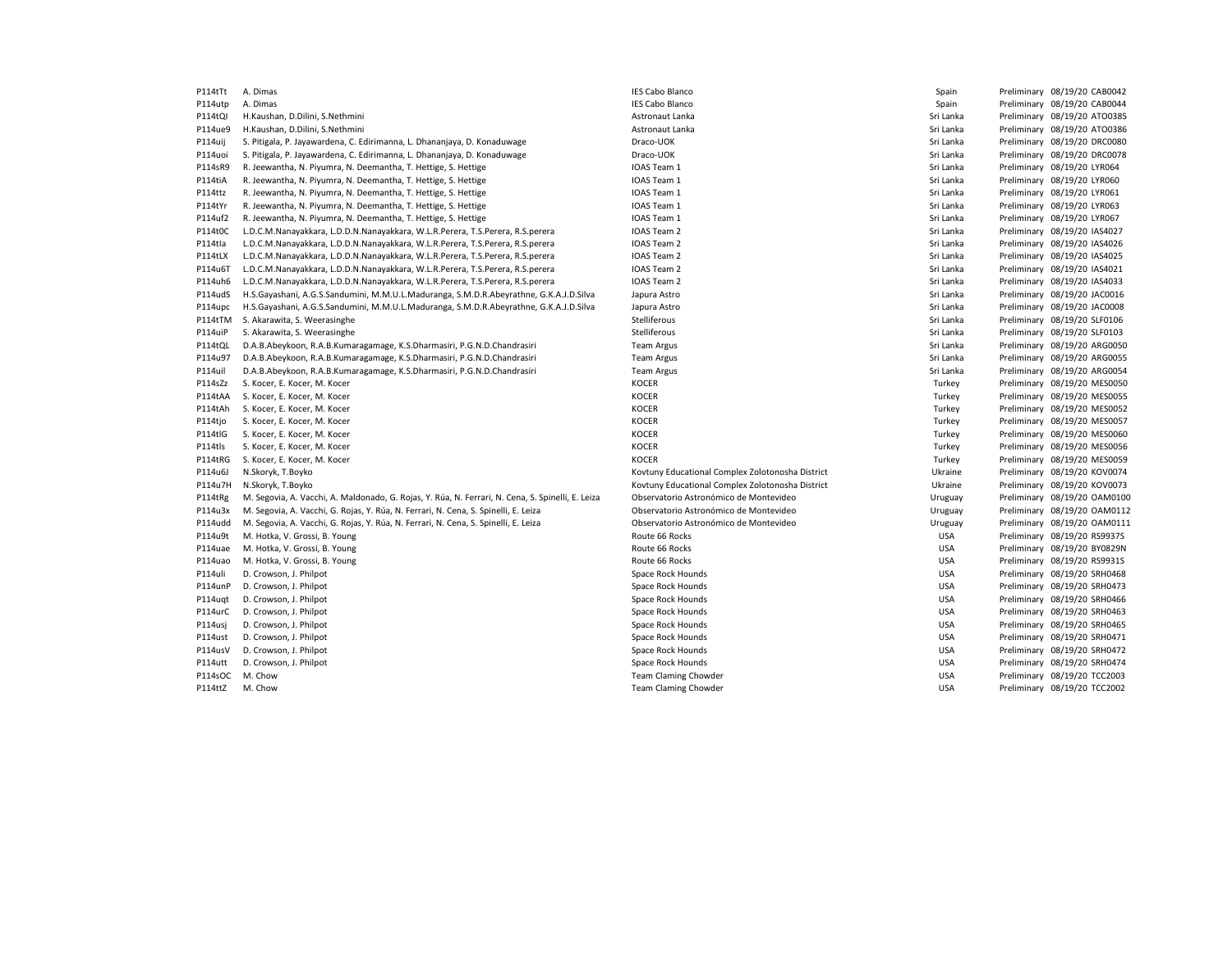| | | | | | | |
|---|---|---|---|---|---|---|
| P114tTt | A. Dimas | IES Cabo Blanco | Spain | Preliminary | 08/19/20 | CAB0042 |
| P114utp | A. Dimas | IES Cabo Blanco | Spain | Preliminary | 08/19/20 | CAB0044 |
| P114tQI | H.Kaushan, D.Dilini, S.Nethmini | Astronaut Lanka | Sri Lanka | Preliminary | 08/19/20 | ATO0385 |
| P114ue9 | H.Kaushan, D.Dilini, S.Nethmini | Astronaut Lanka | Sri Lanka | Preliminary | 08/19/20 | ATO0386 |
| P114uij | S. Pitigala, P. Jayawardena, C. Edirimanna, L. Dhananjaya, D. Konaduwage | Draco-UOK | Sri Lanka | Preliminary | 08/19/20 | DRC0080 |
| P114uoi | S. Pitigala, P. Jayawardena, C. Edirimanna, L. Dhananjaya, D. Konaduwage | Draco-UOK | Sri Lanka | Preliminary | 08/19/20 | DRC0078 |
| P114sR9 | R. Jeewantha, N. Piyumra, N. Deemantha, T. Hettige, S. Hettige | IOAS Team 1 | Sri Lanka | Preliminary | 08/19/20 | LYR064 |
| P114tiA | R. Jeewantha, N. Piyumra, N. Deemantha, T. Hettige, S. Hettige | IOAS Team 1 | Sri Lanka | Preliminary | 08/19/20 | LYR060 |
| P114ttz | R. Jeewantha, N. Piyumra, N. Deemantha, T. Hettige, S. Hettige | IOAS Team 1 | Sri Lanka | Preliminary | 08/19/20 | LYR061 |
| P114tYr | R. Jeewantha, N. Piyumra, N. Deemantha, T. Hettige, S. Hettige | IOAS Team 1 | Sri Lanka | Preliminary | 08/19/20 | LYR063 |
| P114uf2 | R. Jeewantha, N. Piyumra, N. Deemantha, T. Hettige, S. Hettige | IOAS Team 1 | Sri Lanka | Preliminary | 08/19/20 | LYR067 |
| P114t0C | L.D.C.M.Nanayakkara, L.D.D.N.Nanayakkara, W.L.R.Perera, T.S.Perera, R.S.perera | IOAS Team 2 | Sri Lanka | Preliminary | 08/19/20 | IAS4027 |
| P114tIa | L.D.C.M.Nanayakkara, L.D.D.N.Nanayakkara, W.L.R.Perera, T.S.Perera, R.S.perera | IOAS Team 2 | Sri Lanka | Preliminary | 08/19/20 | IAS4026 |
| P114tLX | L.D.C.M.Nanayakkara, L.D.D.N.Nanayakkara, W.L.R.Perera, T.S.Perera, R.S.perera | IOAS Team 2 | Sri Lanka | Preliminary | 08/19/20 | IAS4025 |
| P114u6T | L.D.C.M.Nanayakkara, L.D.D.N.Nanayakkara, W.L.R.Perera, T.S.Perera, R.S.perera | IOAS Team 2 | Sri Lanka | Preliminary | 08/19/20 | IAS4021 |
| P114uh6 | L.D.C.M.Nanayakkara, L.D.D.N.Nanayakkara, W.L.R.Perera, T.S.Perera, R.S.perera | IOAS Team 2 | Sri Lanka | Preliminary | 08/19/20 | IAS4033 |
| P114udS | H.S.Gayashani, A.G.S.Sandumini, M.M.U.L.Maduranga, S.M.D.R.Abeyrathne, G.K.A.J.D.Silva | Japura Astro | Sri Lanka | Preliminary | 08/19/20 | JAC0016 |
| P114upc | H.S.Gayashani, A.G.S.Sandumini, M.M.U.L.Maduranga, S.M.D.R.Abeyrathne, G.K.A.J.D.Silva | Japura Astro | Sri Lanka | Preliminary | 08/19/20 | JAC0008 |
| P114tTM | S. Akarawita, S. Weerasinghe | Stelliferous | Sri Lanka | Preliminary | 08/19/20 | SLF0106 |
| P114uiP | S. Akarawita, S. Weerasinghe | Stelliferous | Sri Lanka | Preliminary | 08/19/20 | SLF0103 |
| P114tQL | D.A.B.Abeykoon, R.A.B.Kumaragamage, K.S.Dharmasiri, P.G.N.D.Chandrasiri | Team Argus | Sri Lanka | Preliminary | 08/19/20 | ARG0050 |
| P114u97 | D.A.B.Abeykoon, R.A.B.Kumaragamage, K.S.Dharmasiri, P.G.N.D.Chandrasiri | Team Argus | Sri Lanka | Preliminary | 08/19/20 | ARG0055 |
| P114uil | D.A.B.Abeykoon, R.A.B.Kumaragamage, K.S.Dharmasiri, P.G.N.D.Chandrasiri | Team Argus | Sri Lanka | Preliminary | 08/19/20 | ARG0054 |
| P114sZz | S. Kocer, E. Kocer, M. Kocer | KOCER | Turkey | Preliminary | 08/19/20 | MES0050 |
| P114tAA | S. Kocer, E. Kocer, M. Kocer | KOCER | Turkey | Preliminary | 08/19/20 | MES0055 |
| P114tAh | S. Kocer, E. Kocer, M. Kocer | KOCER | Turkey | Preliminary | 08/19/20 | MES0052 |
| P114tjo | S. Kocer, E. Kocer, M. Kocer | KOCER | Turkey | Preliminary | 08/19/20 | MES0057 |
| P114tlG | S. Kocer, E. Kocer, M. Kocer | KOCER | Turkey | Preliminary | 08/19/20 | MES0060 |
| P114tls | S. Kocer, E. Kocer, M. Kocer | KOCER | Turkey | Preliminary | 08/19/20 | MES0056 |
| P114tRG | S. Kocer, E. Kocer, M. Kocer | KOCER | Turkey | Preliminary | 08/19/20 | MES0059 |
| P114u6J | N.Skoryk, T.Boyko | Kovtuny Educational Complex Zolotonosha District | Ukraine | Preliminary | 08/19/20 | KOV0074 |
| P114u7H | N.Skoryk, T.Boyko | Kovtuny Educational Complex Zolotonosha District | Ukraine | Preliminary | 08/19/20 | KOV0073 |
| P114tRg | M. Segovia, A. Vacchi, A. Maldonado, G. Rojas, Y. Rúa, N. Ferrari, N. Cena, S. Spinelli, E. Leiza | Observatorio Astronómico de Montevideo | Uruguay | Preliminary | 08/19/20 | OAM0100 |
| P114u3x | M. Segovia, A. Vacchi, G. Rojas, Y. Rúa, N. Ferrari, N. Cena, S. Spinelli, E. Leiza | Observatorio Astronómico de Montevideo | Uruguay | Preliminary | 08/19/20 | OAM0112 |
| P114udd | M. Segovia, A. Vacchi, G. Rojas, Y. Rúa, N. Ferrari, N. Cena, S. Spinelli, E. Leiza | Observatorio Astronómico de Montevideo | Uruguay | Preliminary | 08/19/20 | OAM0111 |
| P114u9t | M. Hotka, V. Grossi, B. Young | Route 66 Rocks | USA | Preliminary | 08/19/20 | RS9937S |
| P114uae | M. Hotka, V. Grossi, B. Young | Route 66 Rocks | USA | Preliminary | 08/19/20 | BY0829N |
| P114uao | M. Hotka, V. Grossi, B. Young | Route 66 Rocks | USA | Preliminary | 08/19/20 | RS9931S |
| P114uli | D. Crowson, J. Philpot | Space Rock Hounds | USA | Preliminary | 08/19/20 | SRH0468 |
| P114unP | D. Crowson, J. Philpot | Space Rock Hounds | USA | Preliminary | 08/19/20 | SRH0473 |
| P114uqt | D. Crowson, J. Philpot | Space Rock Hounds | USA | Preliminary | 08/19/20 | SRH0466 |
| P114urC | D. Crowson, J. Philpot | Space Rock Hounds | USA | Preliminary | 08/19/20 | SRH0463 |
| P114usj | D. Crowson, J. Philpot | Space Rock Hounds | USA | Preliminary | 08/19/20 | SRH0465 |
| P114ust | D. Crowson, J. Philpot | Space Rock Hounds | USA | Preliminary | 08/19/20 | SRH0471 |
| P114usV | D. Crowson, J. Philpot | Space Rock Hounds | USA | Preliminary | 08/19/20 | SRH0472 |
| P114utt | D. Crowson, J. Philpot | Space Rock Hounds | USA | Preliminary | 08/19/20 | SRH0474 |
| P114sOC | M. Chow | Team Claming Chowder | USA | Preliminary | 08/19/20 | TCC2003 |
| P114ttZ | M. Chow | Team Claming Chowder | USA | Preliminary | 08/19/20 | TCC2002 |